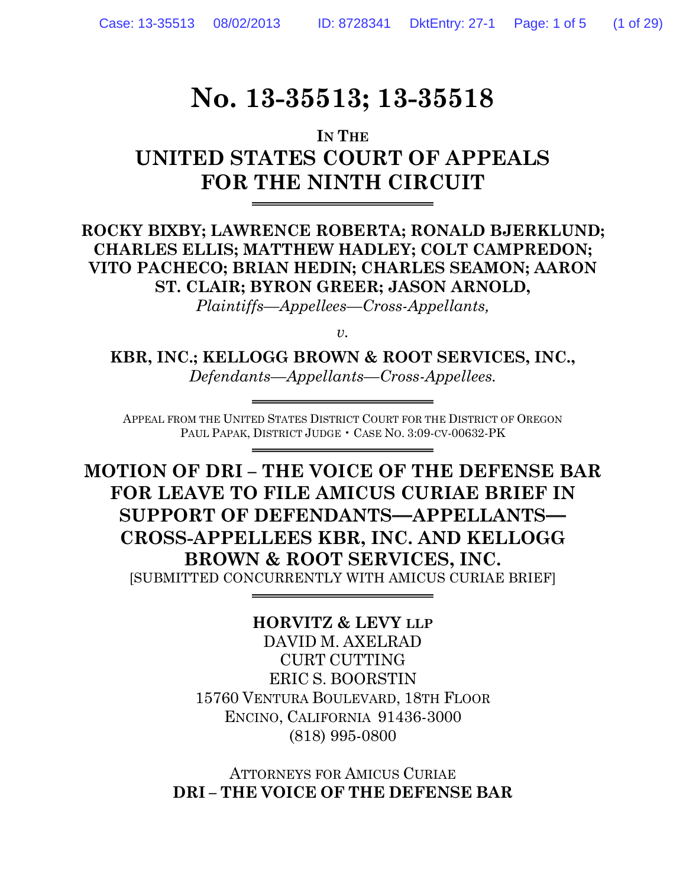# No. 13-35513; 13-35518

IN THE

## UNITED STATES COURT OF APPEALS FOR THE NINTH CIRCUIT

---

**ROCKY BIXBY; LAWRENCE ROBERTA; RONALD BJERKLUND; CHARLES ELLIS; MATTHEW HADLEY; COLT CAMPREDON; VITO PACHECO; BRIAN HEDIN; CHARLES SEAMON; AARON ST. CLAIR; BYRON GREER; JASON ARNOLD,**

*Plaintiffs—Appellees—Cross-Appellants,*

*v.*

**KBR, INC.; KELLOGG BROWN & ROOT SERVICES, INC.,**

*Defendants—Appellants—Cross-Appellees.*

---

APPEAL FROM THE UNITED STATES DISTRICT COURT FOR THE DISTRICT OF OREGON
PAUL PAPAK, DISTRICT JUDGE • CASE NO. 3:09-CV-00632-PK

---

## MOTION OF DRI – THE VOICE OF THE DEFENSE BAR FOR LEAVE TO FILE AMICUS CURIAE BRIEF IN SUPPORT OF DEFENDANTS—APPELLANTS—CROSS-APPELLEES KBR, INC. AND KELLOGG BROWN & ROOT SERVICES, INC.

[SUBMITTED CONCURRENTLY WITH AMICUS CURIAE BRIEF]

---

**HORVITZ & LEVY LLP**
DAVID M. AXELRAD
CURT CUTTING
ERIC S. BOORSTIN
15760 VENTURA BOULEVARD, 18TH FLOOR
ENCINO, CALIFORNIA 91436-3000
(818) 995-0800

ATTORNEYS FOR AMICUS CURIAE
**DRI – THE VOICE OF THE DEFENSE BAR**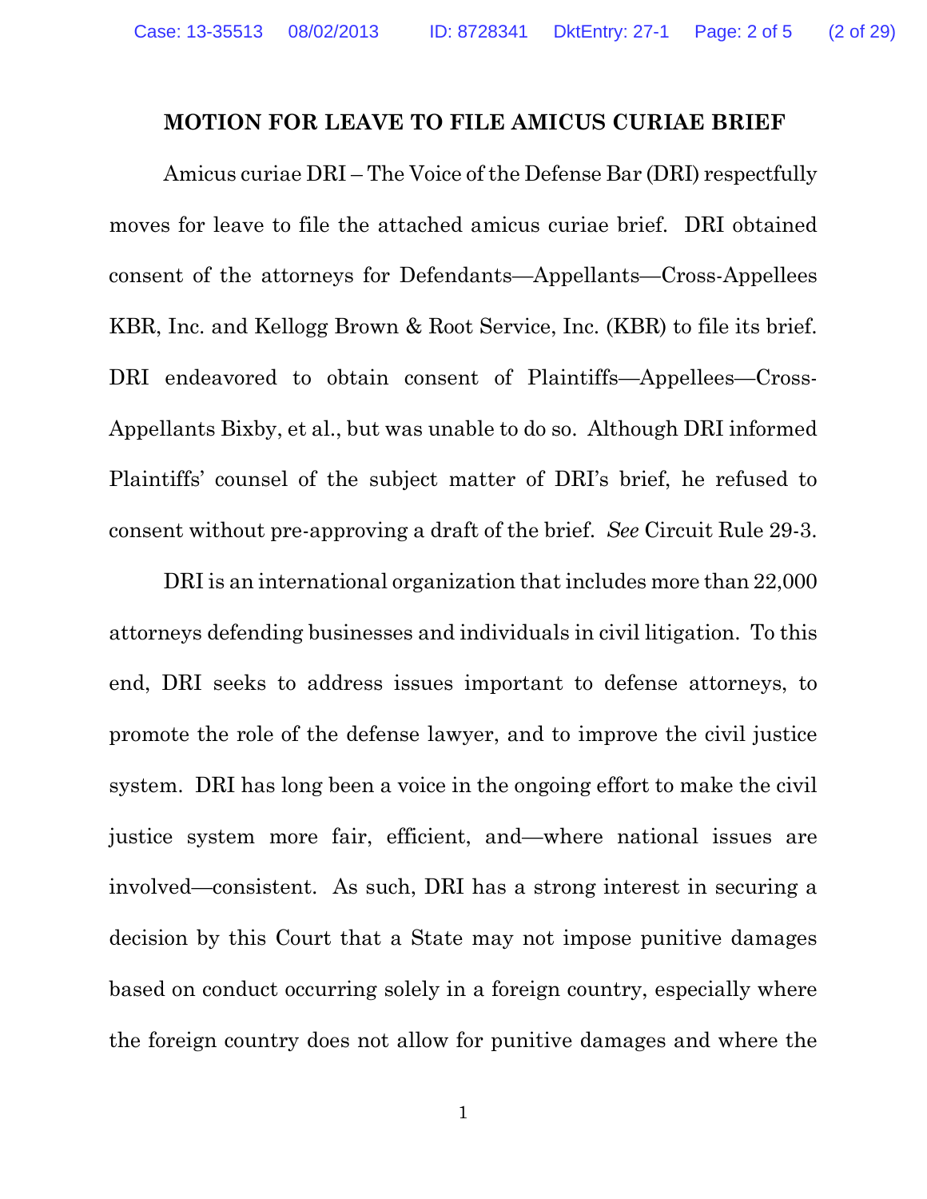## MOTION FOR LEAVE TO FILE AMICUS CURIAE BRIEF

Amicus curiae DRI – The Voice of the Defense Bar (DRI) respectfully moves for leave to file the attached amicus curiae brief. DRI obtained consent of the attorneys for Defendants—Appellants—Cross-Appellees KBR, Inc. and Kellogg Brown & Root Service, Inc. (KBR) to file its brief. DRI endeavored to obtain consent of Plaintiffs—Appellees—Cross-Appellants Bixby, et al., but was unable to do so. Although DRI informed Plaintiffs' counsel of the subject matter of DRI's brief, he refused to consent without pre-approving a draft of the brief. *See* Circuit Rule 29-3.

DRI is an international organization that includes more than 22,000 attorneys defending businesses and individuals in civil litigation. To this end, DRI seeks to address issues important to defense attorneys, to promote the role of the defense lawyer, and to improve the civil justice system. DRI has long been a voice in the ongoing effort to make the civil justice system more fair, efficient, and—where national issues are involved—consistent. As such, DRI has a strong interest in securing a decision by this Court that a State may not impose punitive damages based on conduct occurring solely in a foreign country, especially where the foreign country does not allow for punitive damages and where the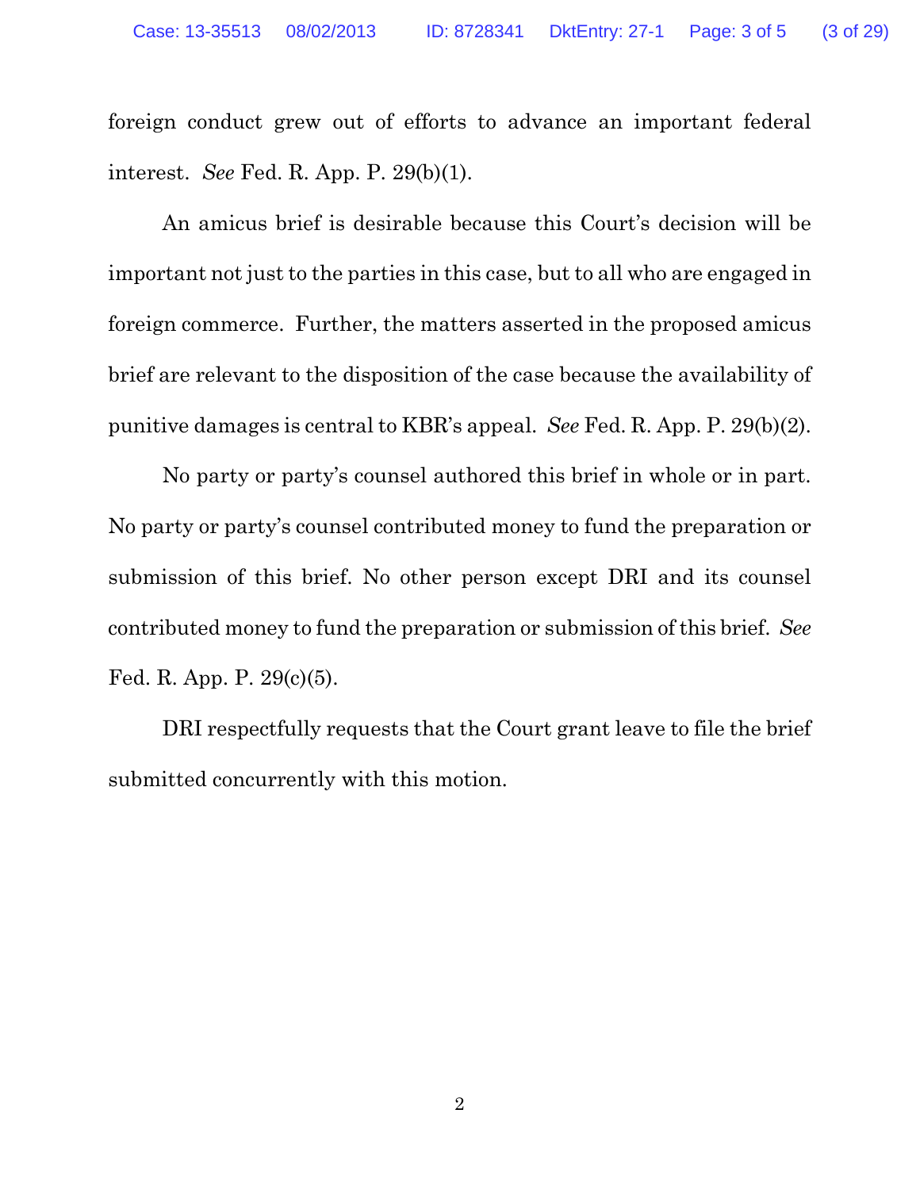foreign conduct grew out of efforts to advance an important federal interest. *See* Fed. R. App. P. 29(b)(1).

An amicus brief is desirable because this Court's decision will be important not just to the parties in this case, but to all who are engaged in foreign commerce. Further, the matters asserted in the proposed amicus brief are relevant to the disposition of the case because the availability of punitive damages is central to KBR's appeal. *See* Fed. R. App. P. 29(b)(2).

No party or party's counsel authored this brief in whole or in part. No party or party's counsel contributed money to fund the preparation or submission of this brief. No other person except DRI and its counsel contributed money to fund the preparation or submission of this brief. *See* Fed. R. App. P. 29(c)(5).

DRI respectfully requests that the Court grant leave to file the brief submitted concurrently with this motion.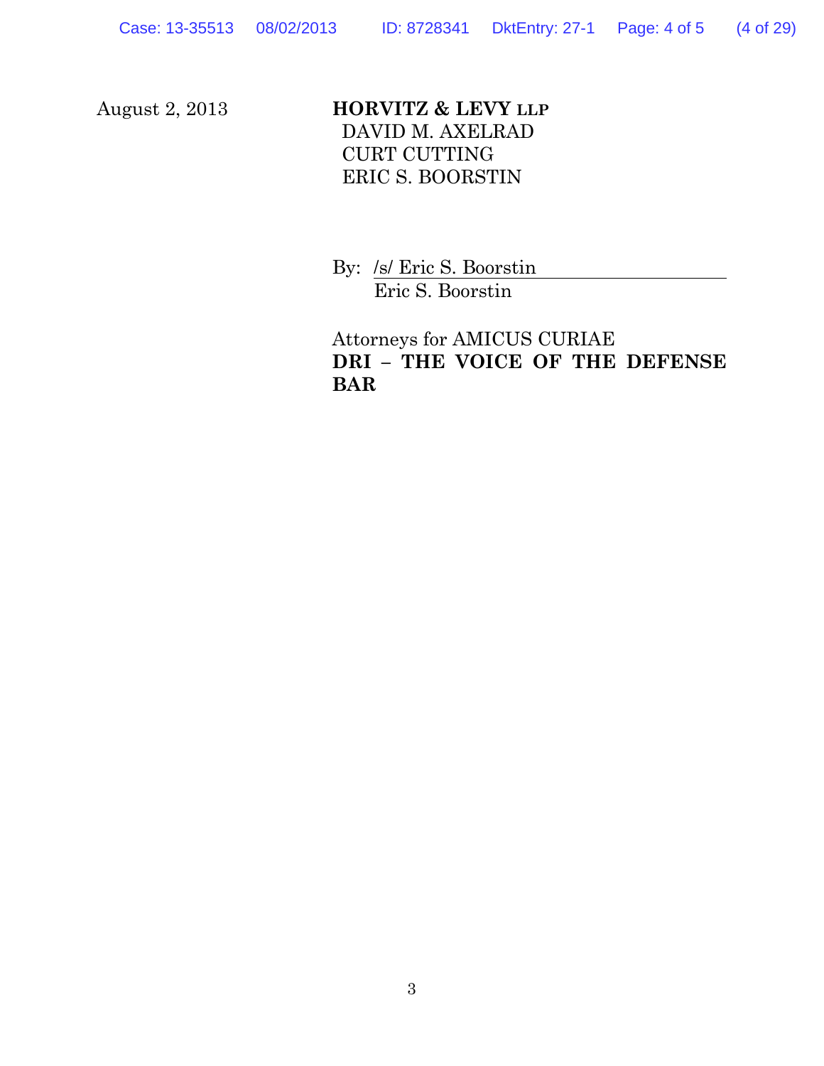August 2, 2013

**HORVITZ & LEVY LLP**
DAVID M. AXELRAD
CURT CUTTING
ERIC S. BOORSTIN

By: /s/ Eric S. Boorstin
Eric S. Boorstin

Attorneys for AMICUS CURIAE
**DRI – THE VOICE OF THE DEFENSE BAR**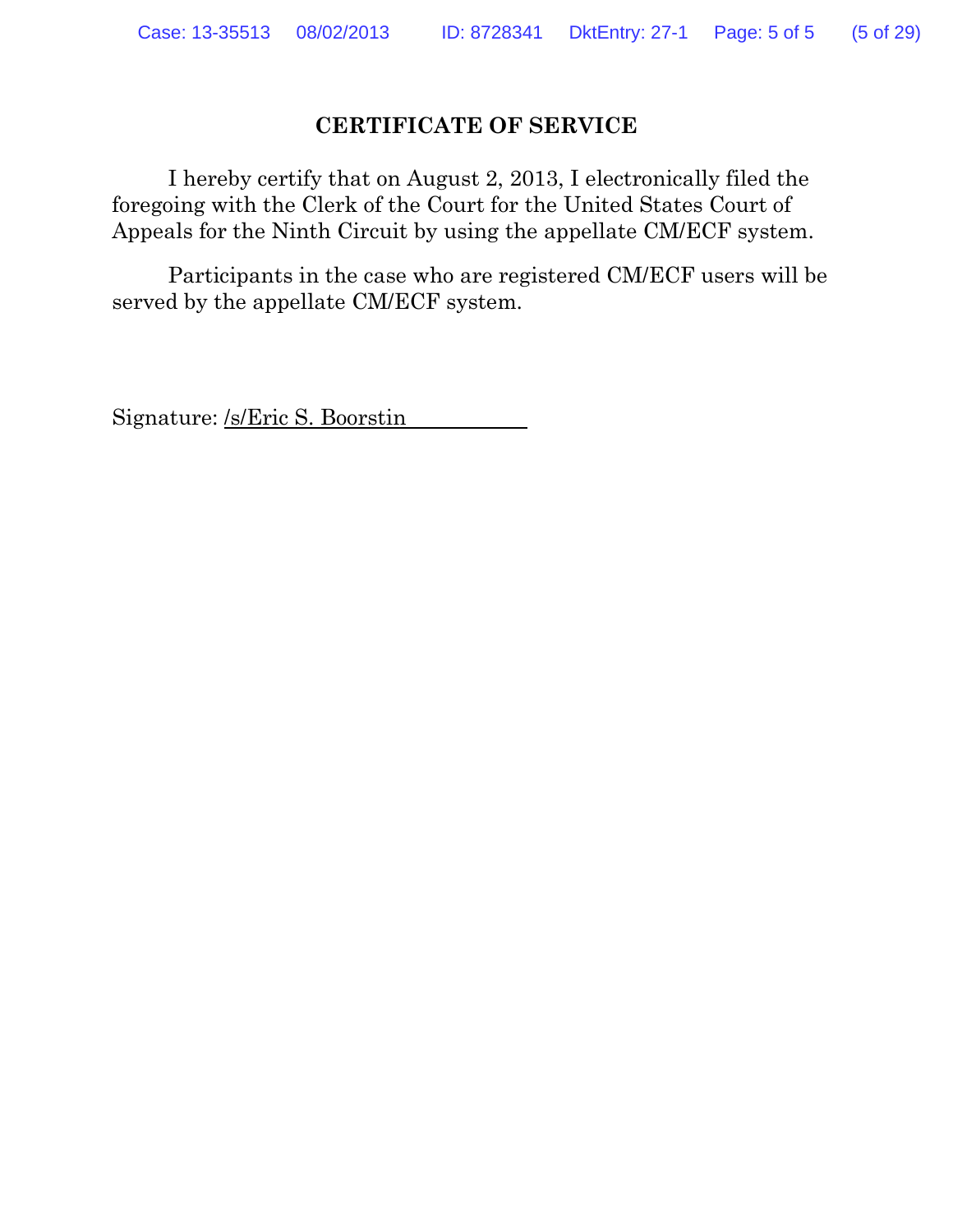## CERTIFICATE OF SERVICE

I hereby certify that on August 2, 2013, I electronically filed the foregoing with the Clerk of the Court for the United States Court of Appeals for the Ninth Circuit by using the appellate CM/ECF system.

Participants in the case who are registered CM/ECF users will be served by the appellate CM/ECF system.

Signature: /s/Eric S. Boorstin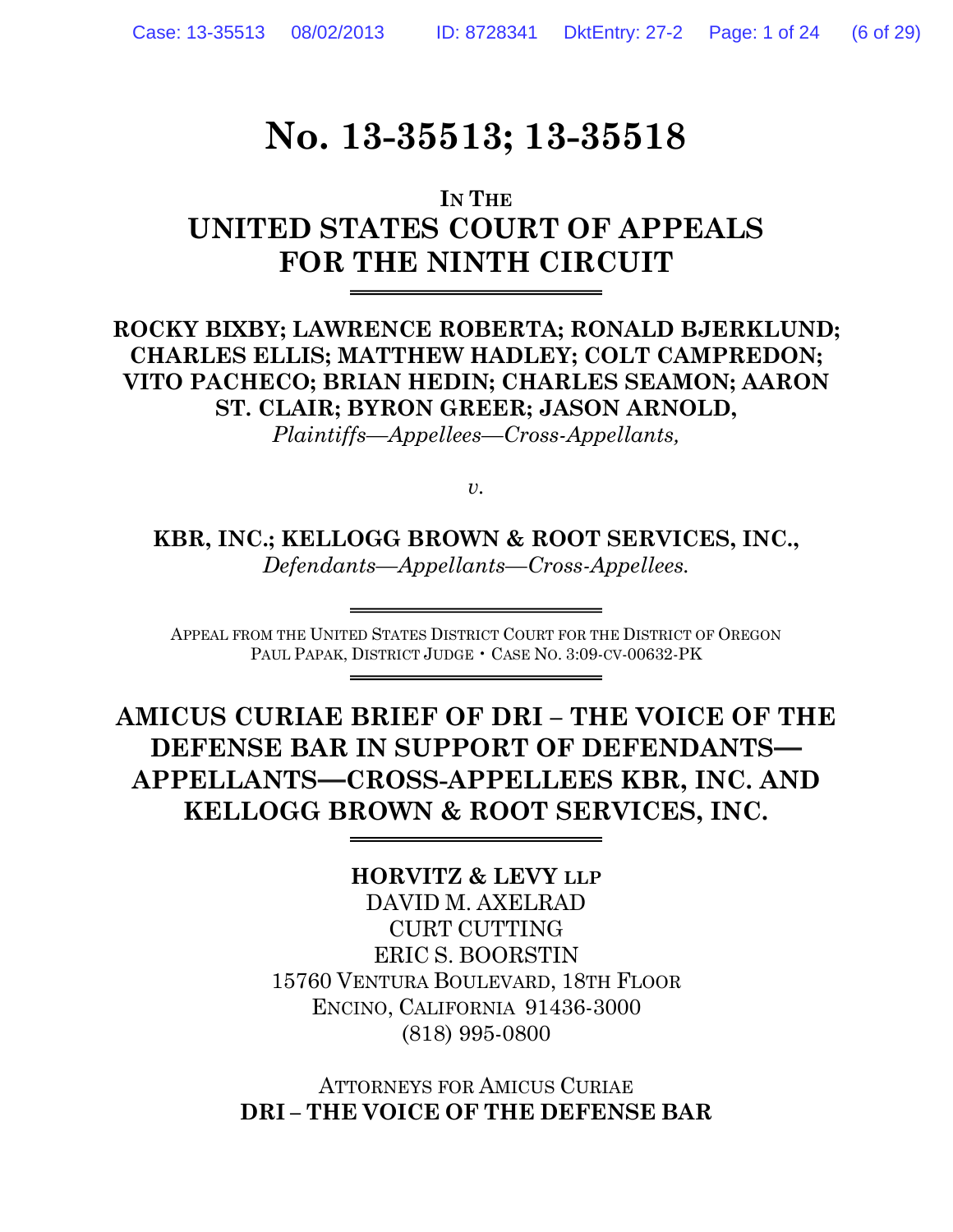# No. 13-35513; 13-35518

IN THE

## UNITED STATES COURT OF APPEALS FOR THE NINTH CIRCUIT

**ROCKY BIXBY; LAWRENCE ROBERTA; RONALD BJERKLUND; CHARLES ELLIS; MATTHEW HADLEY; COLT CAMPREDON; VITO PACHECO; BRIAN HEDIN; CHARLES SEAMON; AARON ST. CLAIR; BYRON GREER; JASON ARNOLD,**

*Plaintiffs—Appellees—Cross-Appellants,*

*v.*

**KBR, INC.; KELLOGG BROWN & ROOT SERVICES, INC.,**

*Defendants—Appellants—Cross-Appellees.*

APPEAL FROM THE UNITED STATES DISTRICT COURT FOR THE DISTRICT OF OREGON
PAUL PAPAK, DISTRICT JUDGE • CASE NO. 3:09-CV-00632-PK

## AMICUS CURIAE BRIEF OF DRI – THE VOICE OF THE DEFENSE BAR IN SUPPORT OF DEFENDANTS—APPELLANTS—CROSS-APPELLEES KBR, INC. AND KELLOGG BROWN & ROOT SERVICES, INC.

**HORVITZ & LEVY LLP**
DAVID M. AXELRAD
CURT CUTTING
ERIC S. BOORSTIN
15760 VENTURA BOULEVARD, 18TH FLOOR
ENCINO, CALIFORNIA 91436-3000
(818) 995-0800

ATTORNEYS FOR AMICUS CURIAE
**DRI – THE VOICE OF THE DEFENSE BAR**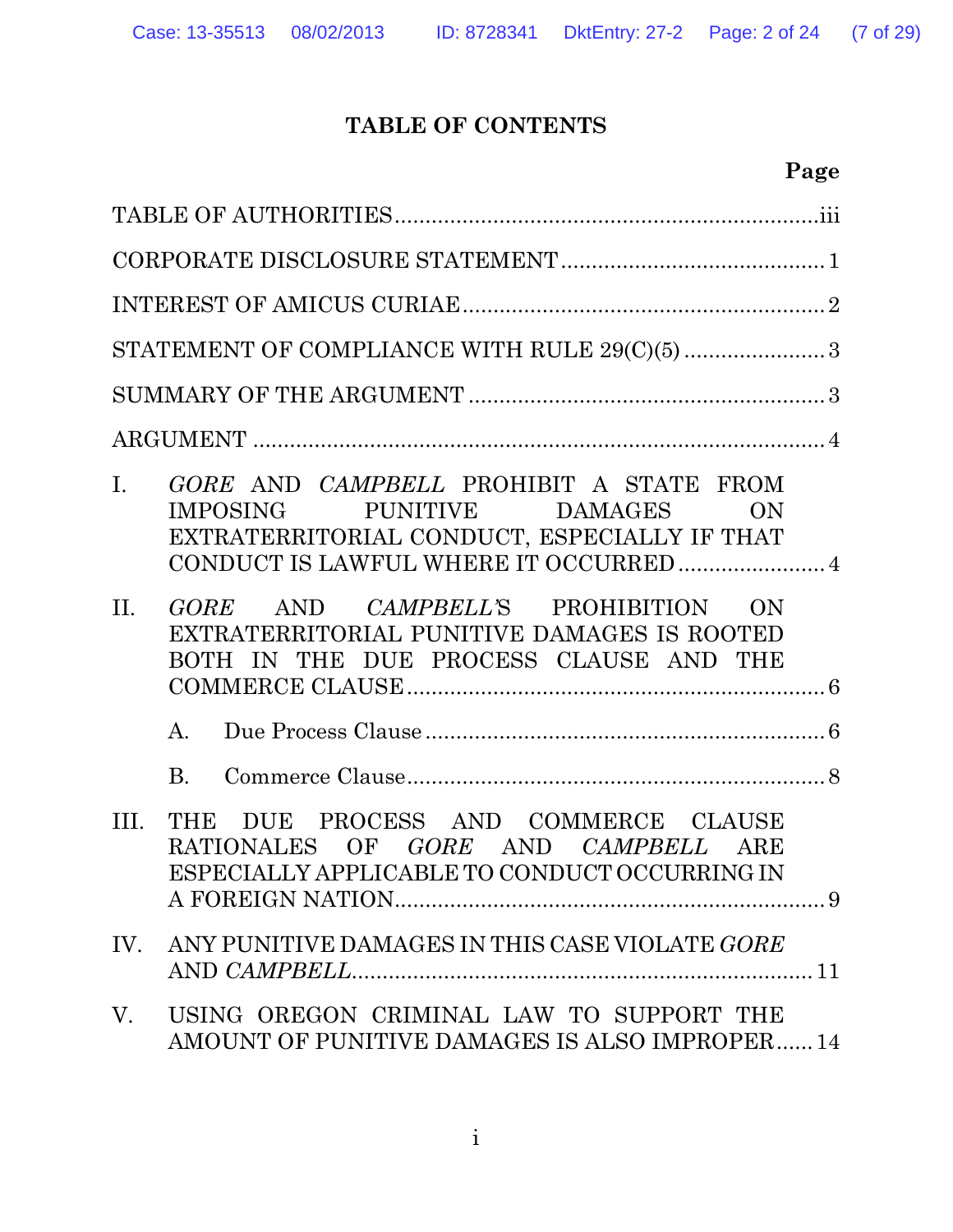# TABLE OF CONTENTS

| | Page |
|---|---|
| TABLE OF AUTHORITIES | iii |
| CORPORATE DISCLOSURE STATEMENT | 1 |
| INTEREST OF AMICUS CURIAE | 2 |
| STATEMENT OF COMPLIANCE WITH RULE 29(C)(5) | 3 |
| SUMMARY OF THE ARGUMENT | 3 |
| ARGUMENT | 4 |
| I. *GORE* AND *CAMPBELL* PROHIBIT A STATE FROM IMPOSING PUNITIVE DAMAGES ON EXTRATERRITORIAL CONDUCT, ESPECIALLY IF THAT CONDUCT IS LAWFUL WHERE IT OCCURRED | 4 |
| II. *GORE* AND *CAMPBELL'*S PROHIBITION ON EXTRATERRITORIAL PUNITIVE DAMAGES IS ROOTED BOTH IN THE DUE PROCESS CLAUSE AND THE COMMERCE CLAUSE | 6 |
| A. Due Process Clause | 6 |
| B. Commerce Clause | 8 |
| III. THE DUE PROCESS AND COMMERCE CLAUSE RATIONALES OF *GORE* AND *CAMPBELL* ARE ESPECIALLY APPLICABLE TO CONDUCT OCCURRING IN A FOREIGN NATION | 9 |
| IV. ANY PUNITIVE DAMAGES IN THIS CASE VIOLATE *GORE* AND *CAMPBELL* | 11 |
| V. USING OREGON CRIMINAL LAW TO SUPPORT THE AMOUNT OF PUNITIVE DAMAGES IS ALSO IMPROPER | 14 |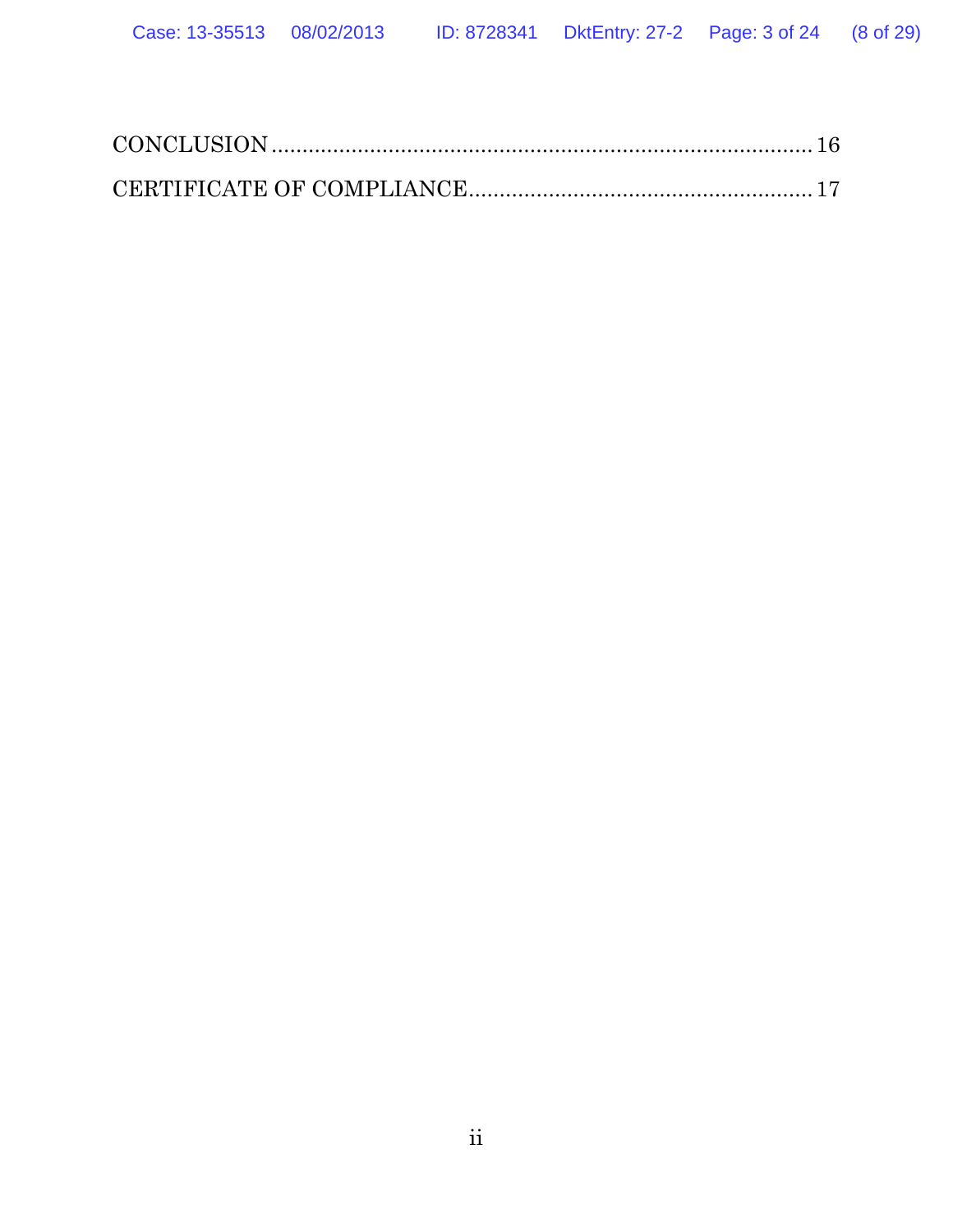CONCLUSION ........................................................................................ 16

CERTIFICATE OF COMPLIANCE ....................................................... 17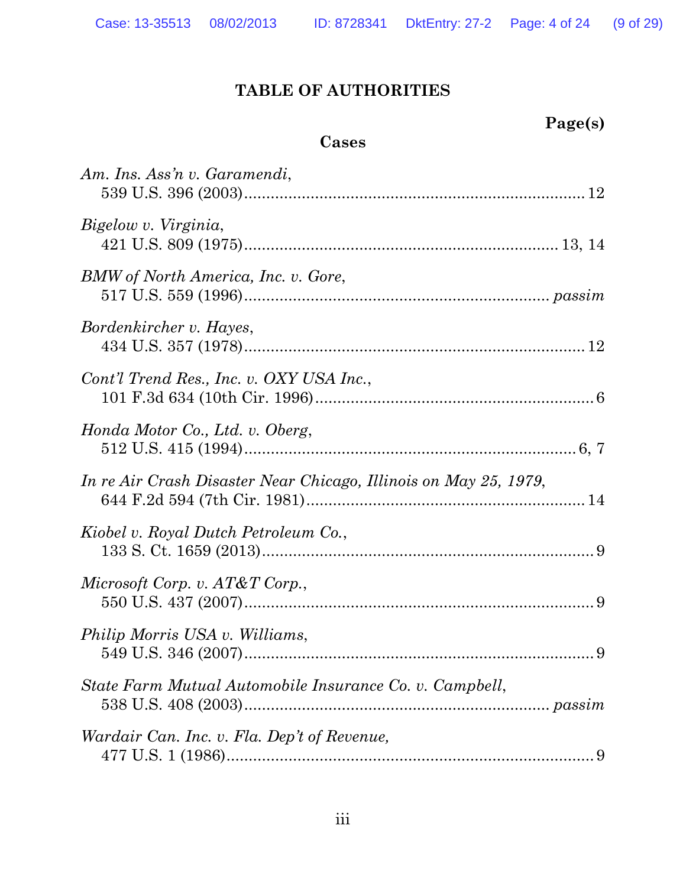## TABLE OF AUTHORITIES

**Page(s)**

### Cases

*Am. Ins. Ass'n v. Garamendi*,
539 U.S. 396 (2003) .......... 12

*Bigelow v. Virginia*,
421 U.S. 809 (1975) .......... 13, 14

*BMW of North America, Inc. v. Gore*,
517 U.S. 559 (1996) .......... *passim*

*Bordenkircher v. Hayes*,
434 U.S. 357 (1978) .......... 12

*Cont'l Trend Res., Inc. v. OXY USA Inc.*,
101 F.3d 634 (10th Cir. 1996) .......... 6

*Honda Motor Co., Ltd. v. Oberg*,
512 U.S. 415 (1994) .......... 6, 7

*In re Air Crash Disaster Near Chicago, Illinois on May 25, 1979*,
644 F.2d 594 (7th Cir. 1981) .......... 14

*Kiobel v. Royal Dutch Petroleum Co.*,
133 S. Ct. 1659 (2013) .......... 9

*Microsoft Corp. v. AT&T Corp.*,
550 U.S. 437 (2007) .......... 9

*Philip Morris USA v. Williams*,
549 U.S. 346 (2007) .......... 9

*State Farm Mutual Automobile Insurance Co. v. Campbell*,
538 U.S. 408 (2003) .......... *passim*

*Wardair Can. Inc. v. Fla. Dep't of Revenue,*
477 U.S. 1 (1986) .......... 9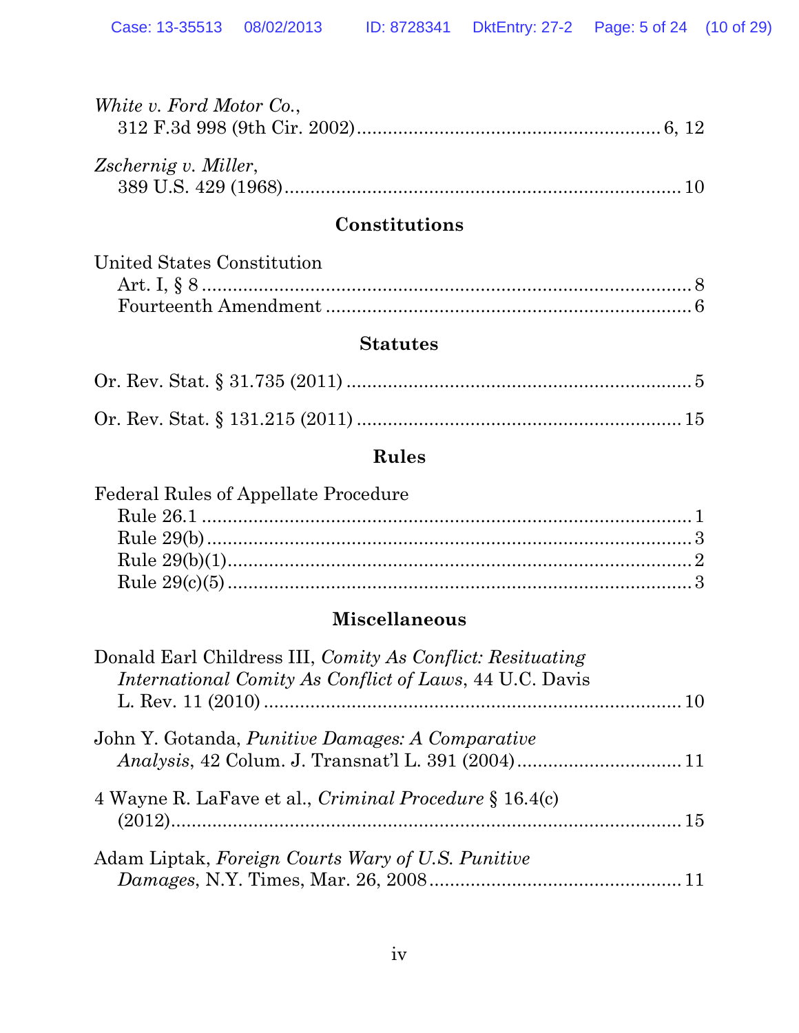*White v. Ford Motor Co.*,
312 F.3d 998 (9th Cir. 2002) .......................................................... 6, 12

*Zschernig v. Miller*,
389 U.S. 429 (1968) ............................................................................. 10

### Constitutions

United States Constitution
Art. I, § 8 ............................................................................................. 8
Fourteenth Amendment ...................................................................... 6

### Statutes

Or. Rev. Stat. § 31.735 (2011) ................................................................... 5

Or. Rev. Stat. § 131.215 (2011) ............................................................... 15

### Rules

Federal Rules of Appellate Procedure
Rule 26.1 ............................................................................................... 1
Rule 29(b) ............................................................................................. 3
Rule 29(b)(1) ......................................................................................... 2
Rule 29(c)(5) ......................................................................................... 3

### Miscellaneous

Donald Earl Childress III, *Comity As Conflict: Resituating International Comity As Conflict of Laws*, 44 U.C. Davis L. Rev. 11 (2010) ................................................................................. 10

John Y. Gotanda, *Punitive Damages: A Comparative Analysis*, 42 Colum. J. Transnat'l L. 391 (2004) ................................ 11

4 Wayne R. LaFave et al., *Criminal Procedure* § 16.4(c) (2012) ..................................................................................................... 15

Adam Liptak, *Foreign Courts Wary of U.S. Punitive Damages*, N.Y. Times, Mar. 26, 2008 ................................................. 11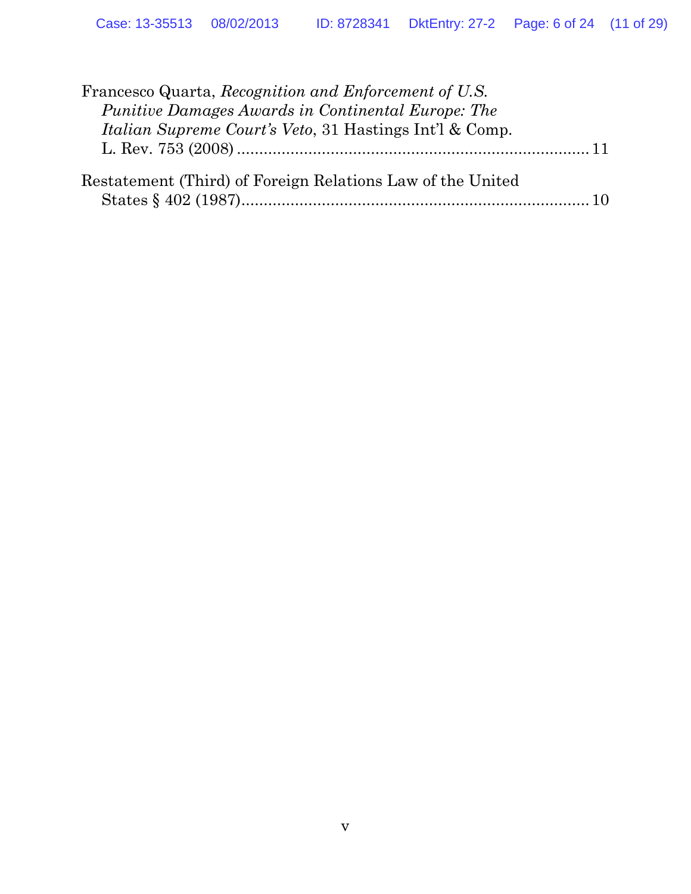Francesco Quarta, *Recognition and Enforcement of U.S. Punitive Damages Awards in Continental Europe: The Italian Supreme Court's Veto*, 31 Hastings Int'l & Comp. L. Rev. 753 (2008) .......... 11

Restatement (Third) of Foreign Relations Law of the United States § 402 (1987) .......... 10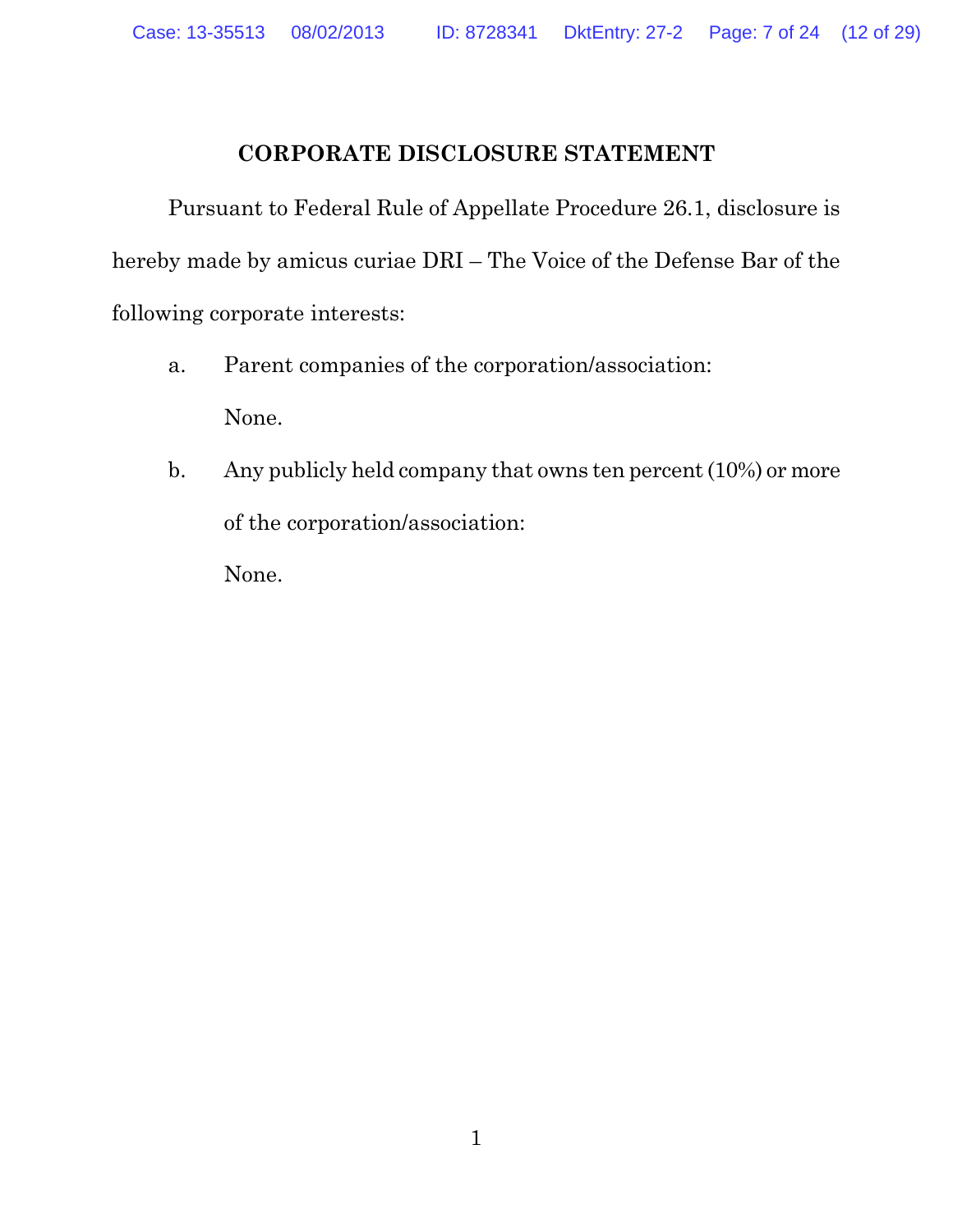# CORPORATE DISCLOSURE STATEMENT

Pursuant to Federal Rule of Appellate Procedure 26.1, disclosure is hereby made by amicus curiae DRI – The Voice of the Defense Bar of the following corporate interests:

a. Parent companies of the corporation/association:

   None.

b. Any publicly held company that owns ten percent (10%) or more of the corporation/association:

   None.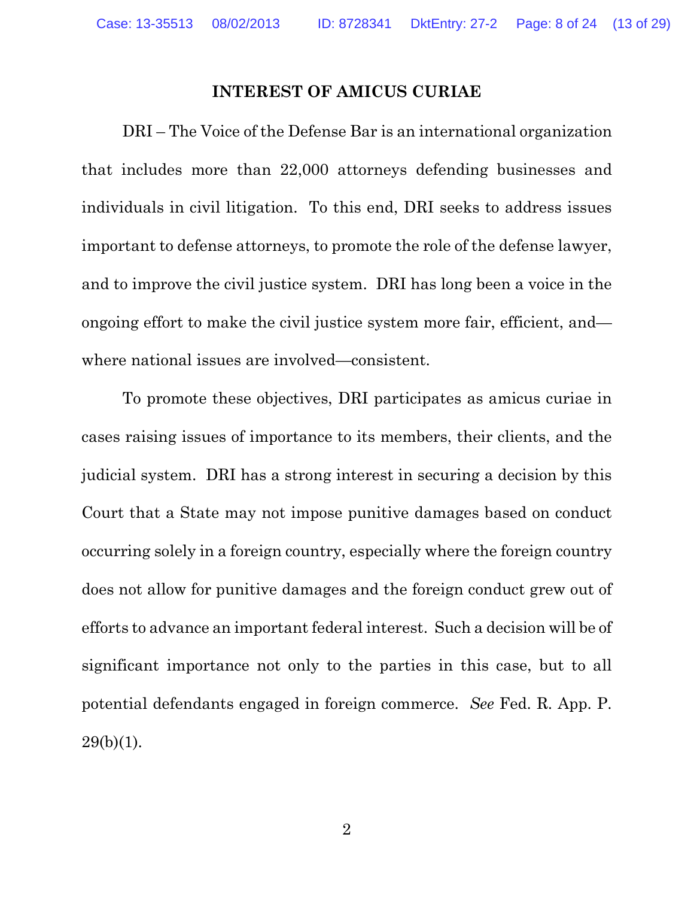## INTEREST OF AMICUS CURIAE

DRI – The Voice of the Defense Bar is an international organization that includes more than 22,000 attorneys defending businesses and individuals in civil litigation. To this end, DRI seeks to address issues important to defense attorneys, to promote the role of the defense lawyer, and to improve the civil justice system. DRI has long been a voice in the ongoing effort to make the civil justice system more fair, efficient, and—where national issues are involved—consistent.

To promote these objectives, DRI participates as amicus curiae in cases raising issues of importance to its members, their clients, and the judicial system. DRI has a strong interest in securing a decision by this Court that a State may not impose punitive damages based on conduct occurring solely in a foreign country, especially where the foreign country does not allow for punitive damages and the foreign conduct grew out of efforts to advance an important federal interest. Such a decision will be of significant importance not only to the parties in this case, but to all potential defendants engaged in foreign commerce. *See* Fed. R. App. P. 29(b)(1).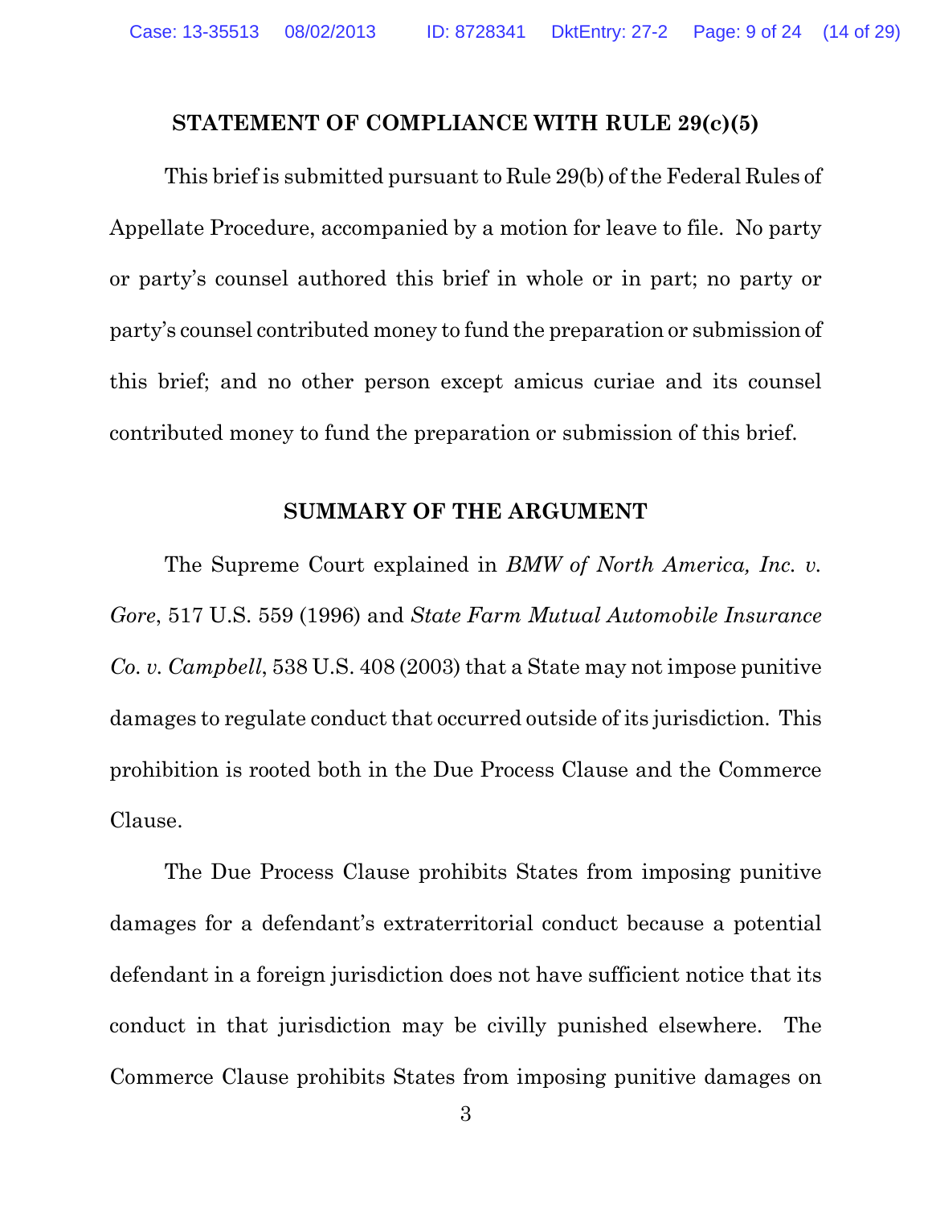## STATEMENT OF COMPLIANCE WITH RULE 29(c)(5)

This brief is submitted pursuant to Rule 29(b) of the Federal Rules of Appellate Procedure, accompanied by a motion for leave to file. No party or party's counsel authored this brief in whole or in part; no party or party's counsel contributed money to fund the preparation or submission of this brief; and no other person except amicus curiae and its counsel contributed money to fund the preparation or submission of this brief.

## SUMMARY OF THE ARGUMENT

The Supreme Court explained in *BMW of North America, Inc. v. Gore*, 517 U.S. 559 (1996) and *State Farm Mutual Automobile Insurance Co. v. Campbell*, 538 U.S. 408 (2003) that a State may not impose punitive damages to regulate conduct that occurred outside of its jurisdiction. This prohibition is rooted both in the Due Process Clause and the Commerce Clause.

The Due Process Clause prohibits States from imposing punitive damages for a defendant's extraterritorial conduct because a potential defendant in a foreign jurisdiction does not have sufficient notice that its conduct in that jurisdiction may be civilly punished elsewhere. The Commerce Clause prohibits States from imposing punitive damages on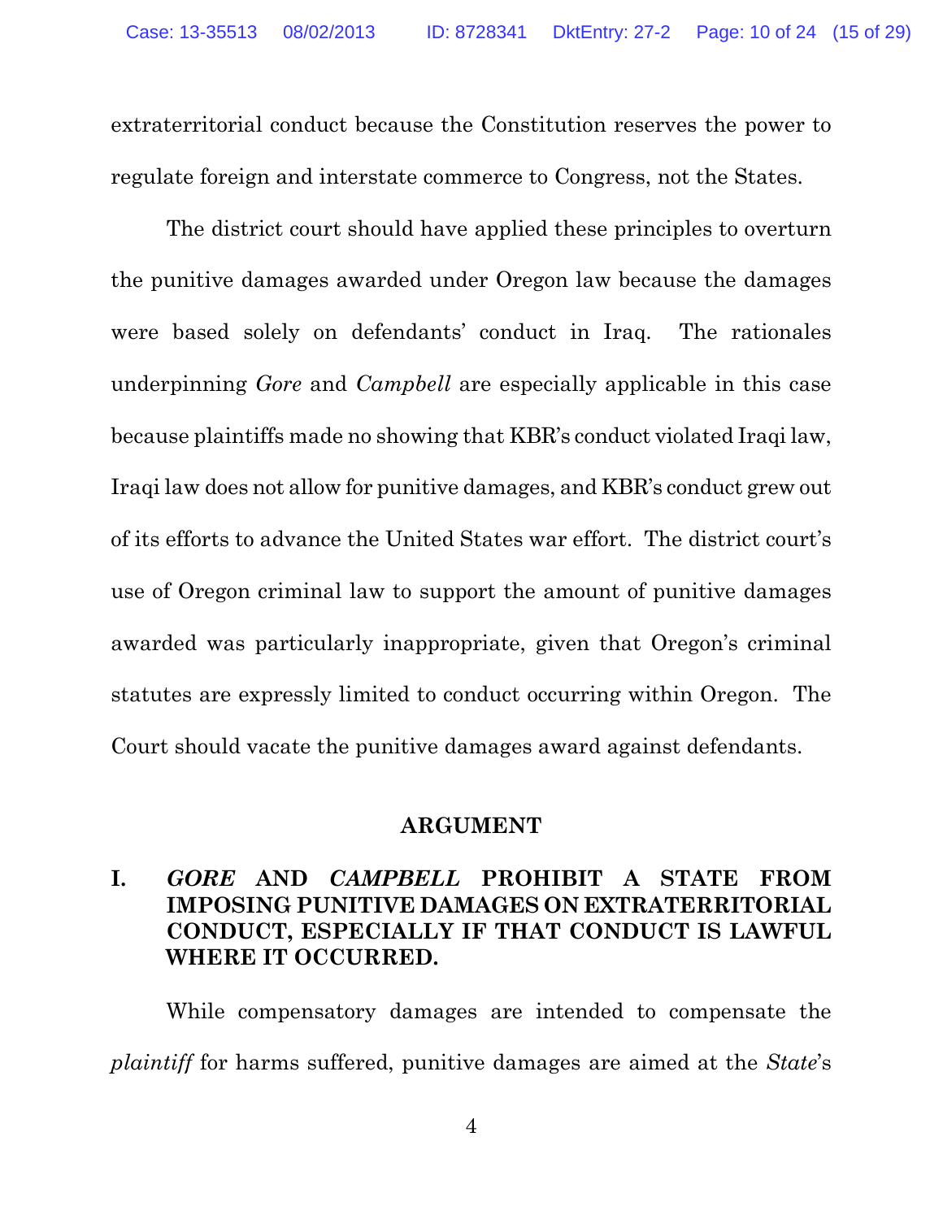extraterritorial conduct because the Constitution reserves the power to regulate foreign and interstate commerce to Congress, not the States.

The district court should have applied these principles to overturn the punitive damages awarded under Oregon law because the damages were based solely on defendants' conduct in Iraq. The rationales underpinning *Gore* and *Campbell* are especially applicable in this case because plaintiffs made no showing that KBR's conduct violated Iraqi law, Iraqi law does not allow for punitive damages, and KBR's conduct grew out of its efforts to advance the United States war effort. The district court's use of Oregon criminal law to support the amount of punitive damages awarded was particularly inappropriate, given that Oregon's criminal statutes are expressly limited to conduct occurring within Oregon. The Court should vacate the punitive damages award against defendants.

## ARGUMENT

### I. *GORE* AND *CAMPBELL* PROHIBIT A STATE FROM IMPOSING PUNITIVE DAMAGES ON EXTRATERRITORIAL CONDUCT, ESPECIALLY IF THAT CONDUCT IS LAWFUL WHERE IT OCCURRED.

While compensatory damages are intended to compensate the *plaintiff* for harms suffered, punitive damages are aimed at the *State*'s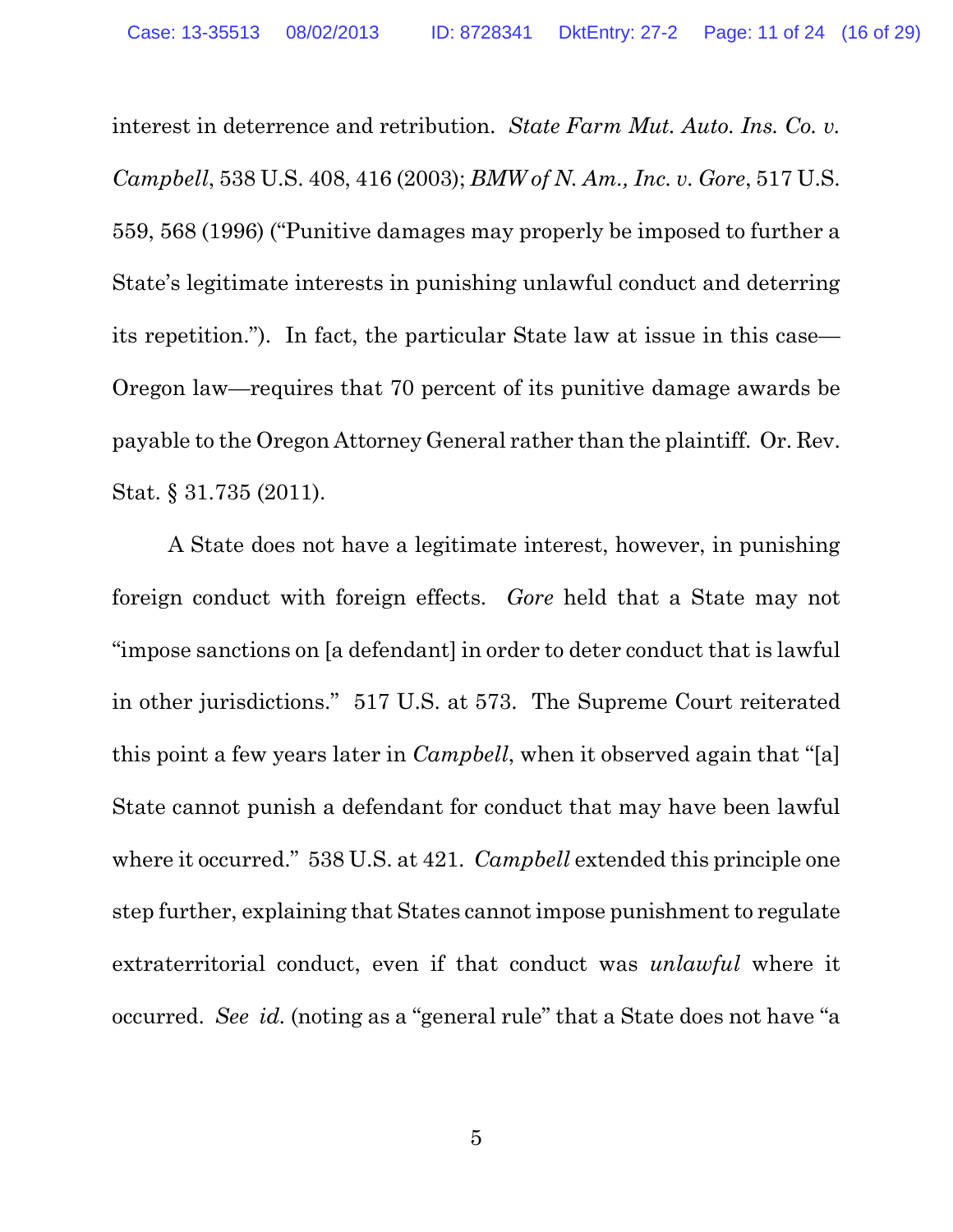interest in deterrence and retribution. *State Farm Mut. Auto. Ins. Co. v. Campbell*, 538 U.S. 408, 416 (2003); *BMW of N. Am., Inc. v. Gore*, 517 U.S. 559, 568 (1996) ("Punitive damages may properly be imposed to further a State's legitimate interests in punishing unlawful conduct and deterring its repetition."). In fact, the particular State law at issue in this case—Oregon law—requires that 70 percent of its punitive damage awards be payable to the Oregon Attorney General rather than the plaintiff. Or. Rev. Stat. § 31.735 (2011).

A State does not have a legitimate interest, however, in punishing foreign conduct with foreign effects. *Gore* held that a State may not "impose sanctions on [a defendant] in order to deter conduct that is lawful in other jurisdictions." 517 U.S. at 573. The Supreme Court reiterated this point a few years later in *Campbell*, when it observed again that "[a] State cannot punish a defendant for conduct that may have been lawful where it occurred." 538 U.S. at 421. *Campbell* extended this principle one step further, explaining that States cannot impose punishment to regulate extraterritorial conduct, even if that conduct was *unlawful* where it occurred. *See id.* (noting as a "general rule" that a State does not have "a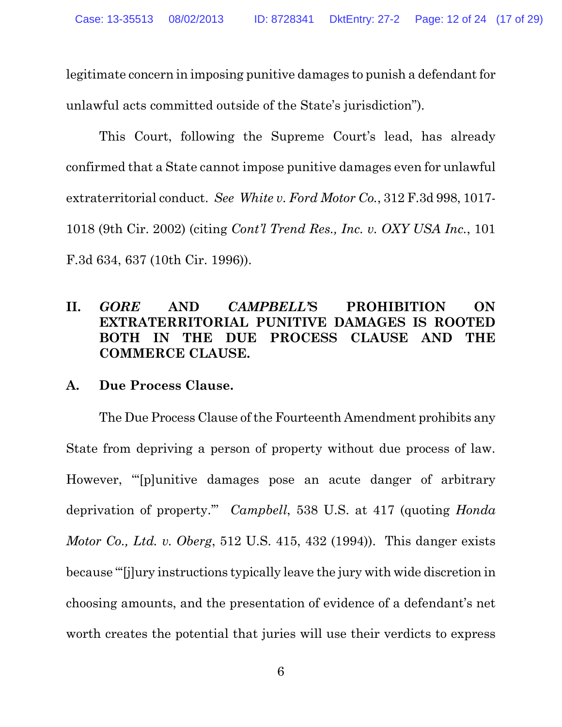legitimate concern in imposing punitive damages to punish a defendant for unlawful acts committed outside of the State's jurisdiction").

This Court, following the Supreme Court's lead, has already confirmed that a State cannot impose punitive damages even for unlawful extraterritorial conduct. *See White v. Ford Motor Co.*, 312 F.3d 998, 1017-1018 (9th Cir. 2002) (citing *Cont'l Trend Res., Inc. v. OXY USA Inc.*, 101 F.3d 634, 637 (10th Cir. 1996)).

## II. *GORE* AND *CAMPBELL'*S PROHIBITION ON EXTRATERRITORIAL PUNITIVE DAMAGES IS ROOTED BOTH IN THE DUE PROCESS CLAUSE AND THE COMMERCE CLAUSE.

### A. Due Process Clause.

The Due Process Clause of the Fourteenth Amendment prohibits any State from depriving a person of property without due process of law. However, "'[p]unitive damages pose an acute danger of arbitrary deprivation of property.'" *Campbell*, 538 U.S. at 417 (quoting *Honda Motor Co., Ltd. v. Oberg*, 512 U.S. 415, 432 (1994)). This danger exists because "'[j]ury instructions typically leave the jury with wide discretion in choosing amounts, and the presentation of evidence of a defendant's net worth creates the potential that juries will use their verdicts to express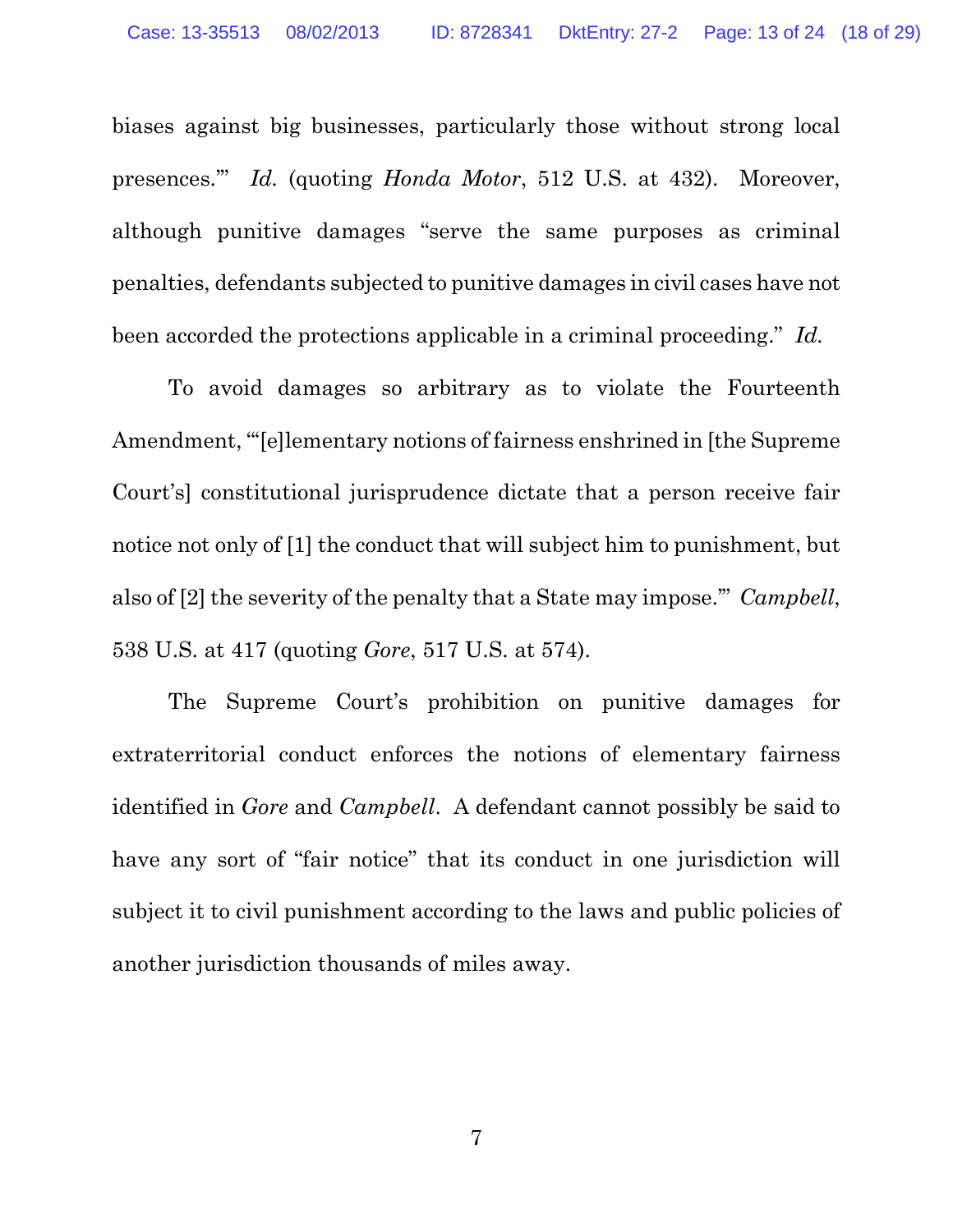biases against big businesses, particularly those without strong local presences.'" *Id.* (quoting *Honda Motor*, 512 U.S. at 432). Moreover, although punitive damages "serve the same purposes as criminal penalties, defendants subjected to punitive damages in civil cases have not been accorded the protections applicable in a criminal proceeding." *Id.*

To avoid damages so arbitrary as to violate the Fourteenth Amendment, "'[e]lementary notions of fairness enshrined in [the Supreme Court's] constitutional jurisprudence dictate that a person receive fair notice not only of [1] the conduct that will subject him to punishment, but also of [2] the severity of the penalty that a State may impose.'" *Campbell*, 538 U.S. at 417 (quoting *Gore*, 517 U.S. at 574).

The Supreme Court's prohibition on punitive damages for extraterritorial conduct enforces the notions of elementary fairness identified in *Gore* and *Campbell*. A defendant cannot possibly be said to have any sort of "fair notice" that its conduct in one jurisdiction will subject it to civil punishment according to the laws and public policies of another jurisdiction thousands of miles away.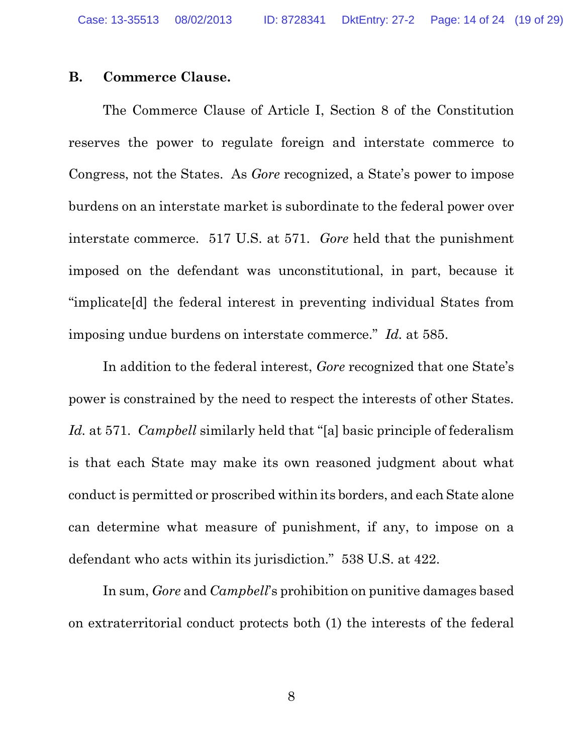### B. Commerce Clause.

The Commerce Clause of Article I, Section 8 of the Constitution reserves the power to regulate foreign and interstate commerce to Congress, not the States. As *Gore* recognized, a State's power to impose burdens on an interstate market is subordinate to the federal power over interstate commerce. 517 U.S. at 571. *Gore* held that the punishment imposed on the defendant was unconstitutional, in part, because it "implicate[d] the federal interest in preventing individual States from imposing undue burdens on interstate commerce." *Id.* at 585.

In addition to the federal interest, *Gore* recognized that one State's power is constrained by the need to respect the interests of other States. *Id.* at 571. *Campbell* similarly held that "[a] basic principle of federalism is that each State may make its own reasoned judgment about what conduct is permitted or proscribed within its borders, and each State alone can determine what measure of punishment, if any, to impose on a defendant who acts within its jurisdiction." 538 U.S. at 422.

In sum, *Gore* and *Campbell*'s prohibition on punitive damages based on extraterritorial conduct protects both (1) the interests of the federal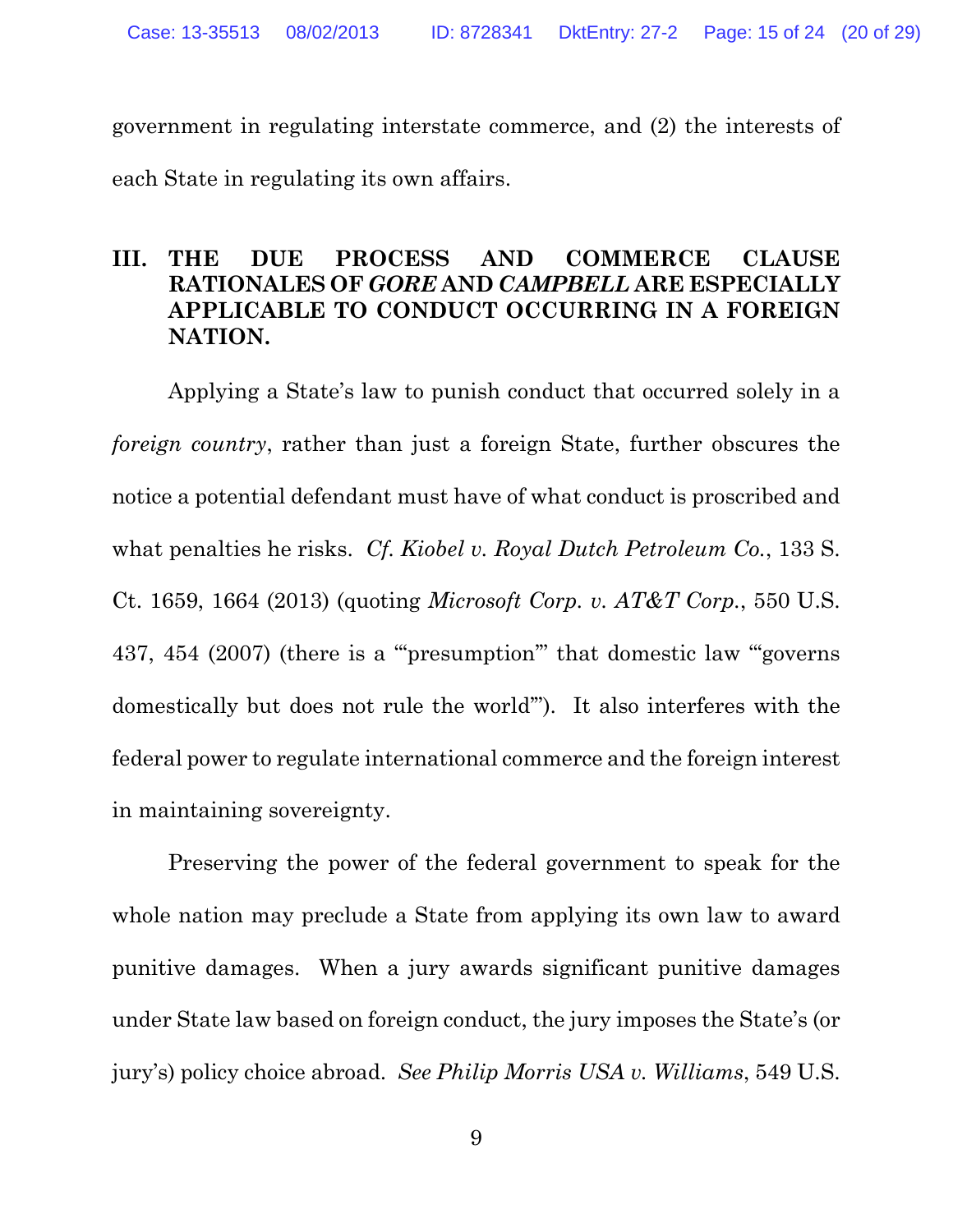government in regulating interstate commerce, and (2) the interests of each State in regulating its own affairs.

## III. THE DUE PROCESS AND COMMERCE CLAUSE RATIONALES OF *GORE* AND *CAMPBELL* ARE ESPECIALLY APPLICABLE TO CONDUCT OCCURRING IN A FOREIGN NATION.

Applying a State's law to punish conduct that occurred solely in a *foreign country*, rather than just a foreign State, further obscures the notice a potential defendant must have of what conduct is proscribed and what penalties he risks. *Cf. Kiobel v. Royal Dutch Petroleum Co.*, 133 S. Ct. 1659, 1664 (2013) (quoting *Microsoft Corp. v. AT&T Corp.*, 550 U.S. 437, 454 (2007) (there is a "'presumption'" that domestic law "'governs domestically but does not rule the world'"). It also interferes with the federal power to regulate international commerce and the foreign interest in maintaining sovereignty.

Preserving the power of the federal government to speak for the whole nation may preclude a State from applying its own law to award punitive damages. When a jury awards significant punitive damages under State law based on foreign conduct, the jury imposes the State's (or jury's) policy choice abroad. *See Philip Morris USA v. Williams*, 549 U.S.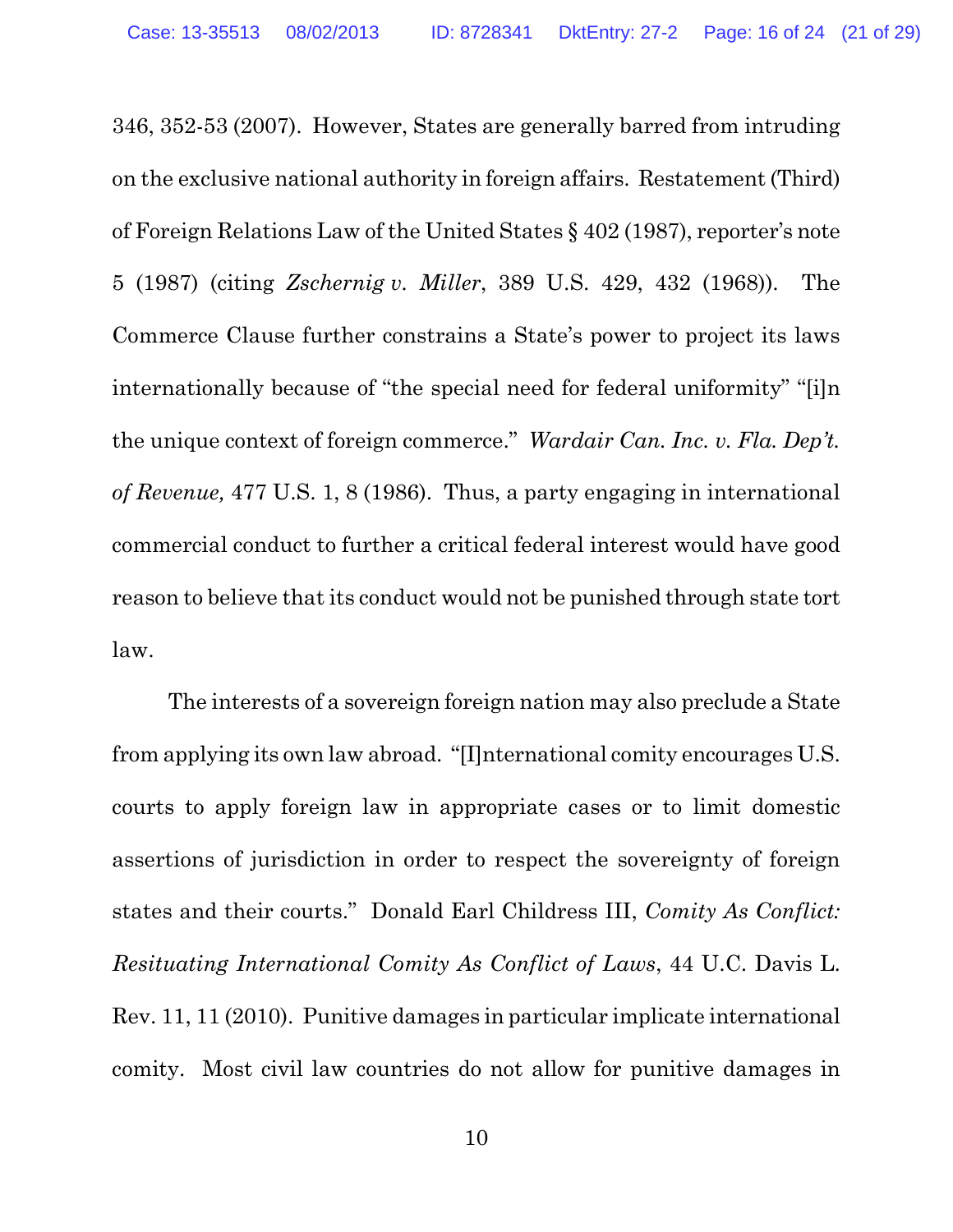346, 352-53 (2007). However, States are generally barred from intruding on the exclusive national authority in foreign affairs. Restatement (Third) of Foreign Relations Law of the United States § 402 (1987), reporter's note 5 (1987) (citing *Zschernig v. Miller*, 389 U.S. 429, 432 (1968)). The Commerce Clause further constrains a State's power to project its laws internationally because of "the special need for federal uniformity" "[i]n the unique context of foreign commerce." *Wardair Can. Inc. v. Fla. Dep't. of Revenue,* 477 U.S. 1, 8 (1986). Thus, a party engaging in international commercial conduct to further a critical federal interest would have good reason to believe that its conduct would not be punished through state tort law.

The interests of a sovereign foreign nation may also preclude a State from applying its own law abroad. "[I]nternational comity encourages U.S. courts to apply foreign law in appropriate cases or to limit domestic assertions of jurisdiction in order to respect the sovereignty of foreign states and their courts." Donald Earl Childress III, *Comity As Conflict: Resituating International Comity As Conflict of Laws*, 44 U.C. Davis L. Rev. 11, 11 (2010). Punitive damages in particular implicate international comity. Most civil law countries do not allow for punitive damages in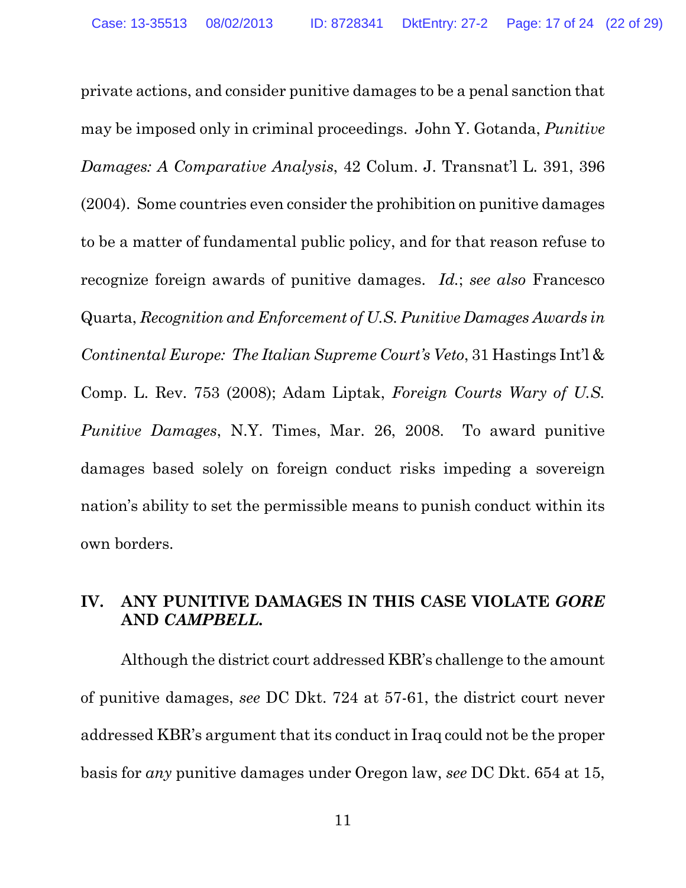private actions, and consider punitive damages to be a penal sanction that may be imposed only in criminal proceedings. John Y. Gotanda, *Punitive Damages: A Comparative Analysis*, 42 Colum. J. Transnat'l L. 391, 396 (2004). Some countries even consider the prohibition on punitive damages to be a matter of fundamental public policy, and for that reason refuse to recognize foreign awards of punitive damages. *Id.*; *see also* Francesco Quarta, *Recognition and Enforcement of U.S. Punitive Damages Awards in Continental Europe: The Italian Supreme Court's Veto*, 31 Hastings Int'l & Comp. L. Rev. 753 (2008); Adam Liptak, *Foreign Courts Wary of U.S. Punitive Damages*, N.Y. Times, Mar. 26, 2008. To award punitive damages based solely on foreign conduct risks impeding a sovereign nation's ability to set the permissible means to punish conduct within its own borders.

## IV. ANY PUNITIVE DAMAGES IN THIS CASE VIOLATE *GORE* AND *CAMPBELL*.

Although the district court addressed KBR's challenge to the amount of punitive damages, *see* DC Dkt. 724 at 57-61, the district court never addressed KBR's argument that its conduct in Iraq could not be the proper basis for *any* punitive damages under Oregon law, *see* DC Dkt. 654 at 15,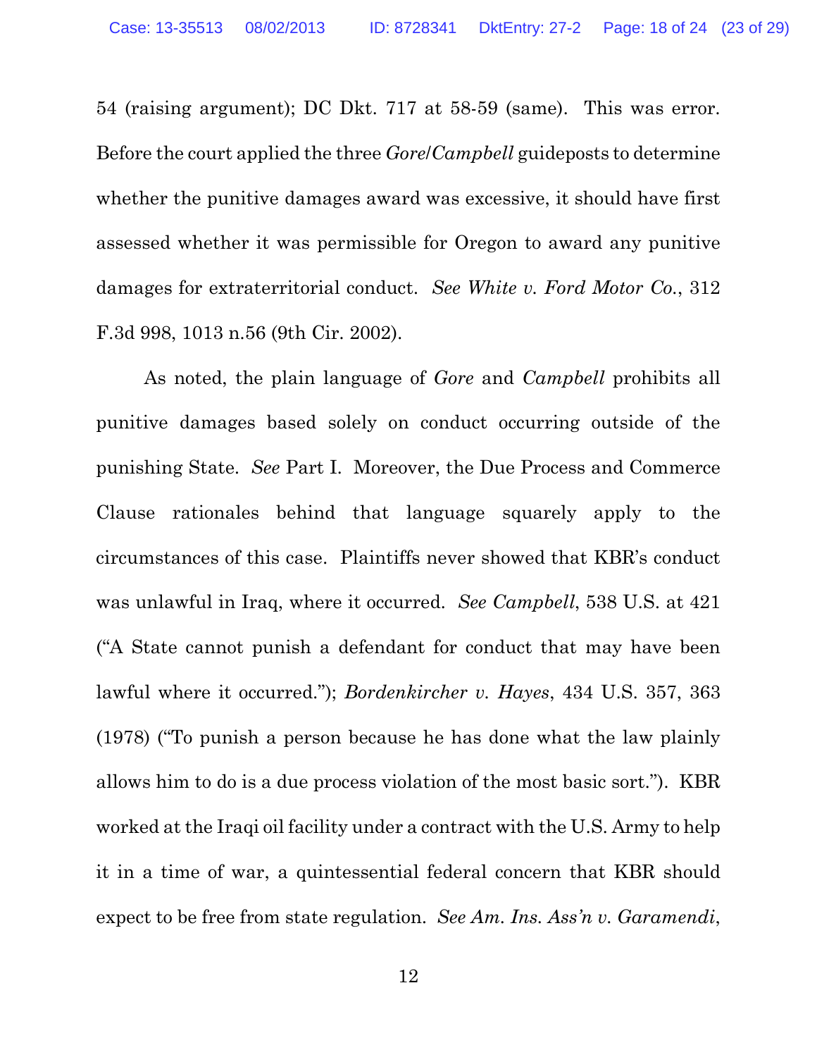54 (raising argument); DC Dkt. 717 at 58-59 (same). This was error. Before the court applied the three *Gore*/*Campbell* guideposts to determine whether the punitive damages award was excessive, it should have first assessed whether it was permissible for Oregon to award any punitive damages for extraterritorial conduct. *See White v. Ford Motor Co.*, 312 F.3d 998, 1013 n.56 (9th Cir. 2002).

As noted, the plain language of *Gore* and *Campbell* prohibits all punitive damages based solely on conduct occurring outside of the punishing State. *See* Part I. Moreover, the Due Process and Commerce Clause rationales behind that language squarely apply to the circumstances of this case. Plaintiffs never showed that KBR's conduct was unlawful in Iraq, where it occurred. *See Campbell*, 538 U.S. at 421 ("A State cannot punish a defendant for conduct that may have been lawful where it occurred."); *Bordenkircher v. Hayes*, 434 U.S. 357, 363 (1978) ("To punish a person because he has done what the law plainly allows him to do is a due process violation of the most basic sort."). KBR worked at the Iraqi oil facility under a contract with the U.S. Army to help it in a time of war, a quintessential federal concern that KBR should expect to be free from state regulation. *See Am. Ins. Ass'n v. Garamendi*,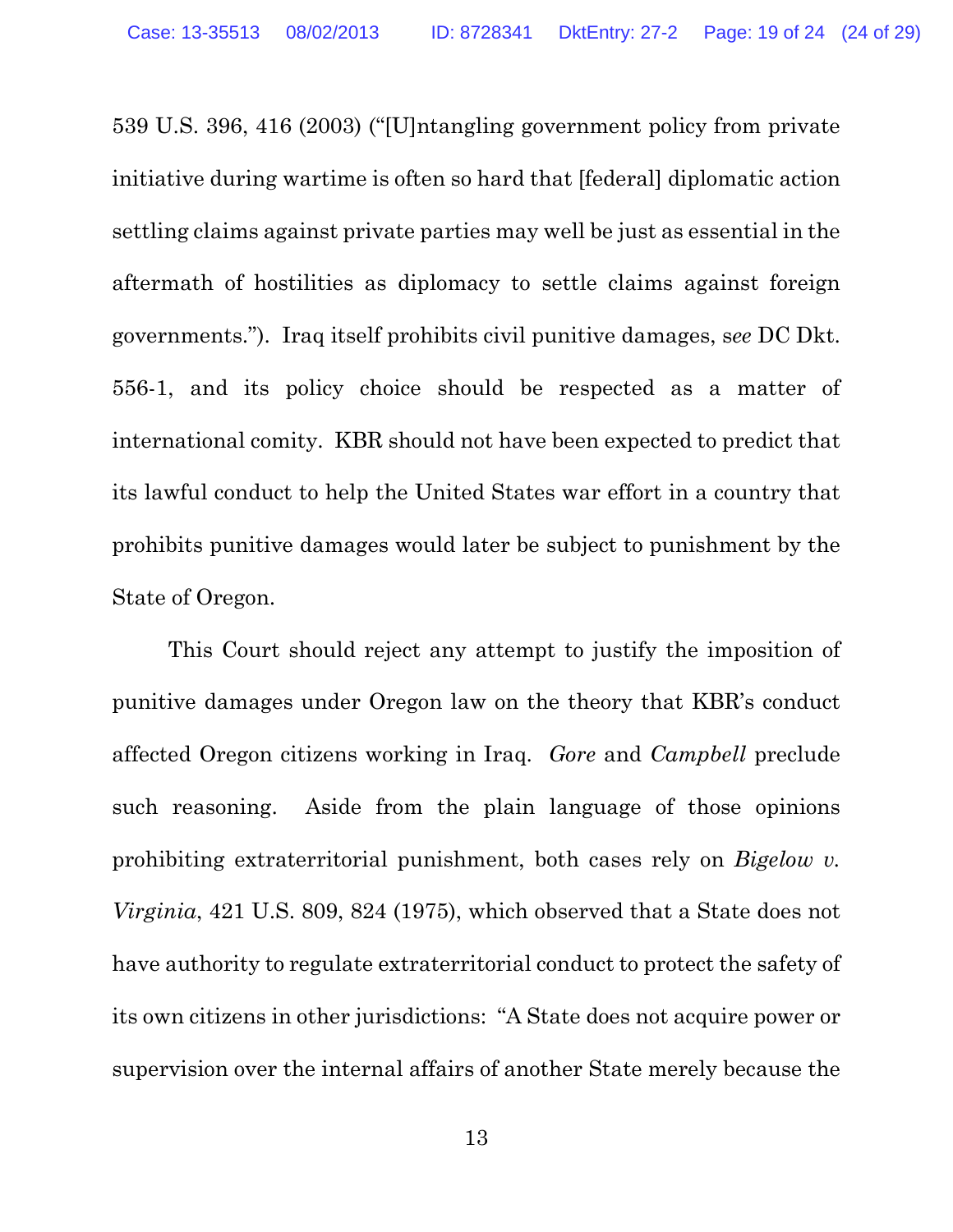539 U.S. 396, 416 (2003) ("[U]ntangling government policy from private initiative during wartime is often so hard that [federal] diplomatic action settling claims against private parties may well be just as essential in the aftermath of hostilities as diplomacy to settle claims against foreign governments."). Iraq itself prohibits civil punitive damages, *see* DC Dkt. 556-1, and its policy choice should be respected as a matter of international comity. KBR should not have been expected to predict that its lawful conduct to help the United States war effort in a country that prohibits punitive damages would later be subject to punishment by the State of Oregon.

This Court should reject any attempt to justify the imposition of punitive damages under Oregon law on the theory that KBR's conduct affected Oregon citizens working in Iraq. *Gore* and *Campbell* preclude such reasoning. Aside from the plain language of those opinions prohibiting extraterritorial punishment, both cases rely on *Bigelow v. Virginia*, 421 U.S. 809, 824 (1975), which observed that a State does not have authority to regulate extraterritorial conduct to protect the safety of its own citizens in other jurisdictions: "A State does not acquire power or supervision over the internal affairs of another State merely because the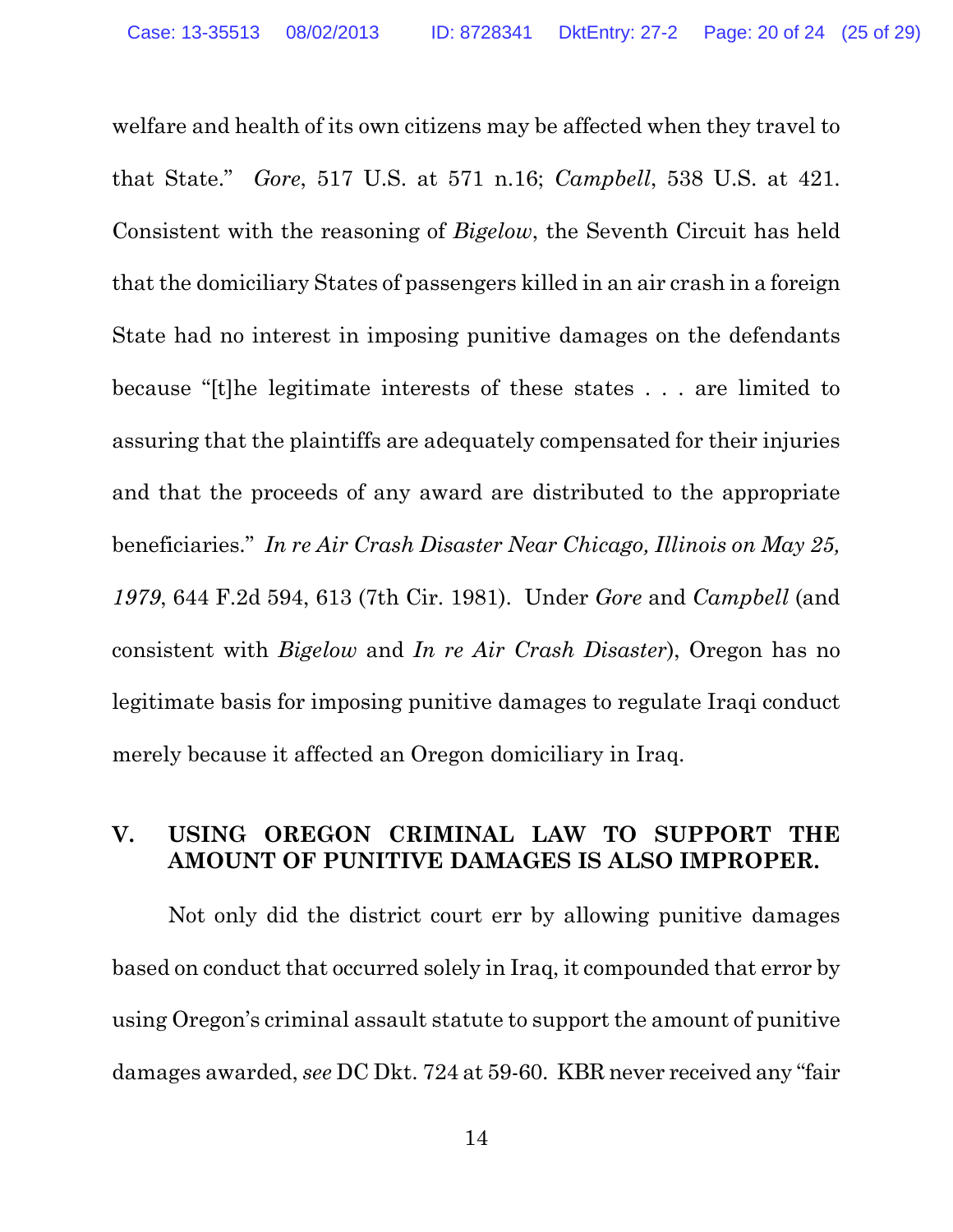welfare and health of its own citizens may be affected when they travel to that State." *Gore*, 517 U.S. at 571 n.16; *Campbell*, 538 U.S. at 421. Consistent with the reasoning of *Bigelow*, the Seventh Circuit has held that the domiciliary States of passengers killed in an air crash in a foreign State had no interest in imposing punitive damages on the defendants because "[t]he legitimate interests of these states . . . are limited to assuring that the plaintiffs are adequately compensated for their injuries and that the proceeds of any award are distributed to the appropriate beneficiaries." *In re Air Crash Disaster Near Chicago, Illinois on May 25, 1979*, 644 F.2d 594, 613 (7th Cir. 1981). Under *Gore* and *Campbell* (and consistent with *Bigelow* and *In re Air Crash Disaster*), Oregon has no legitimate basis for imposing punitive damages to regulate Iraqi conduct merely because it affected an Oregon domiciliary in Iraq.

## V. USING OREGON CRIMINAL LAW TO SUPPORT THE AMOUNT OF PUNITIVE DAMAGES IS ALSO IMPROPER.

Not only did the district court err by allowing punitive damages based on conduct that occurred solely in Iraq, it compounded that error by using Oregon's criminal assault statute to support the amount of punitive damages awarded, *see* DC Dkt. 724 at 59-60. KBR never received any "fair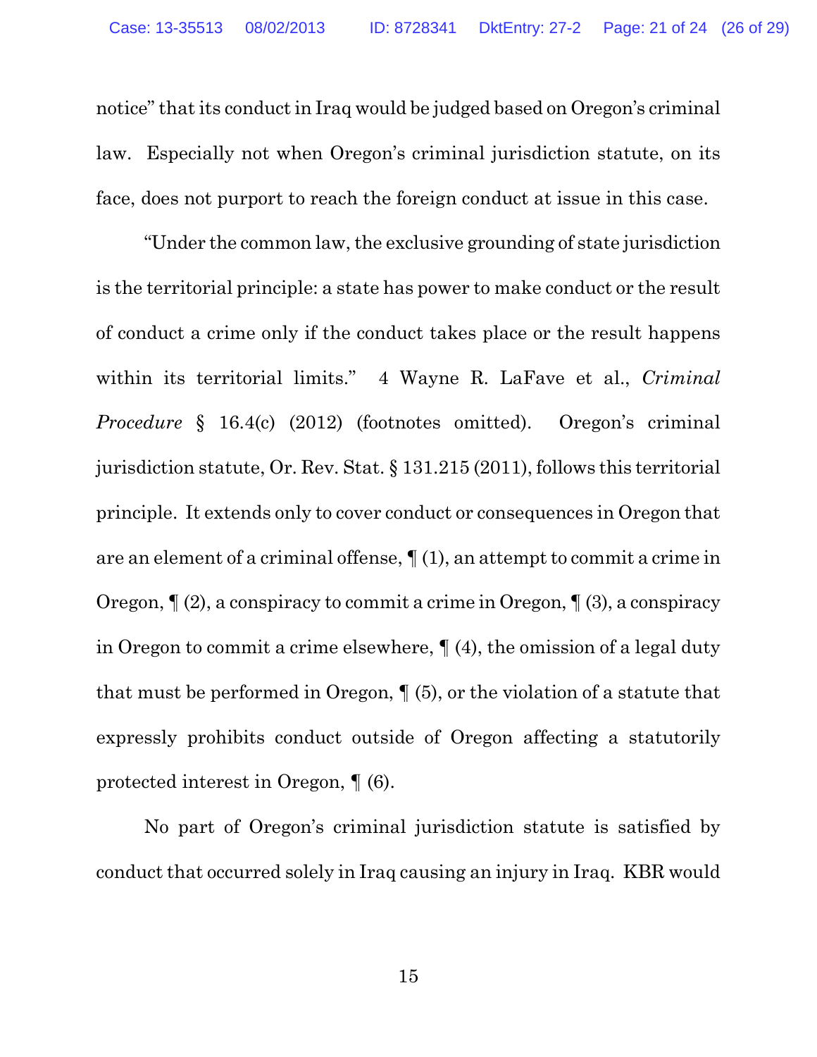notice" that its conduct in Iraq would be judged based on Oregon's criminal law. Especially not when Oregon's criminal jurisdiction statute, on its face, does not purport to reach the foreign conduct at issue in this case.

"Under the common law, the exclusive grounding of state jurisdiction is the territorial principle: a state has power to make conduct or the result of conduct a crime only if the conduct takes place or the result happens within its territorial limits." 4 Wayne R. LaFave et al., *Criminal Procedure* § 16.4(c) (2012) (footnotes omitted). Oregon's criminal jurisdiction statute, Or. Rev. Stat. § 131.215 (2011), follows this territorial principle. It extends only to cover conduct or consequences in Oregon that are an element of a criminal offense, ¶ (1), an attempt to commit a crime in Oregon, ¶ (2), a conspiracy to commit a crime in Oregon, ¶ (3), a conspiracy in Oregon to commit a crime elsewhere, ¶ (4), the omission of a legal duty that must be performed in Oregon, ¶ (5), or the violation of a statute that expressly prohibits conduct outside of Oregon affecting a statutorily protected interest in Oregon, ¶ (6).

No part of Oregon's criminal jurisdiction statute is satisfied by conduct that occurred solely in Iraq causing an injury in Iraq. KBR would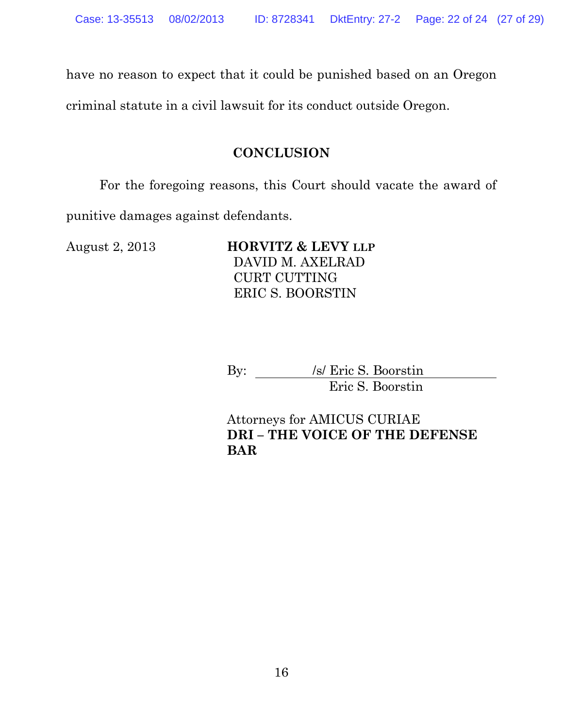have no reason to expect that it could be punished based on an Oregon criminal statute in a civil lawsuit for its conduct outside Oregon.

## CONCLUSION

For the foregoing reasons, this Court should vacate the award of punitive damages against defendants.

August 2, 2013

**HORVITZ & LEVY LLP**
DAVID M. AXELRAD
CURT CUTTING
ERIC S. BOORSTIN

By: /s/ Eric S. Boorstin
Eric S. Boorstin

Attorneys for AMICUS CURIAE
**DRI – THE VOICE OF THE DEFENSE BAR**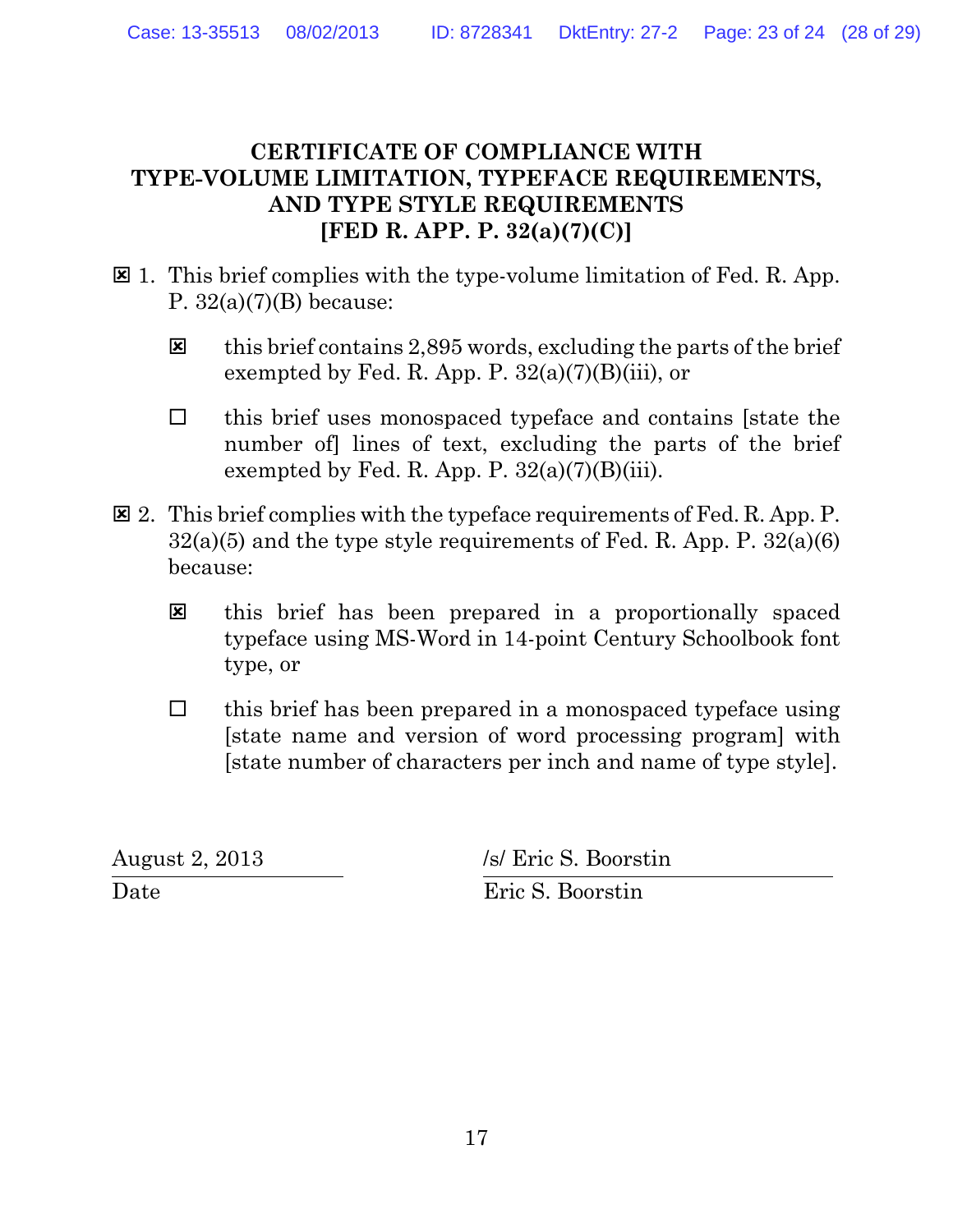# CERTIFICATE OF COMPLIANCE WITH TYPE-VOLUME LIMITATION, TYPEFACE REQUIREMENTS, AND TYPE STYLE REQUIREMENTS [FED R. APP. P. 32(a)(7)(C)]

☒ 1. This brief complies with the type-volume limitation of Fed. R. App. P. 32(a)(7)(B) because:

> ☒ this brief contains 2,895 words, excluding the parts of the brief exempted by Fed. R. App. P. 32(a)(7)(B)(iii), or
>
> ☐ this brief uses monospaced typeface and contains [state the number of] lines of text, excluding the parts of the brief exempted by Fed. R. App. P. 32(a)(7)(B)(iii).

☒ 2. This brief complies with the typeface requirements of Fed. R. App. P. 32(a)(5) and the type style requirements of Fed. R. App. P. 32(a)(6) because:

> ☒ this brief has been prepared in a proportionally spaced typeface using MS-Word in 14-point Century Schoolbook font type, or
>
> ☐ this brief has been prepared in a monospaced typeface using [state name and version of word processing program] with [state number of characters per inch and name of type style].

August 2, 2013
Date

/s/ Eric S. Boorstin
Eric S. Boorstin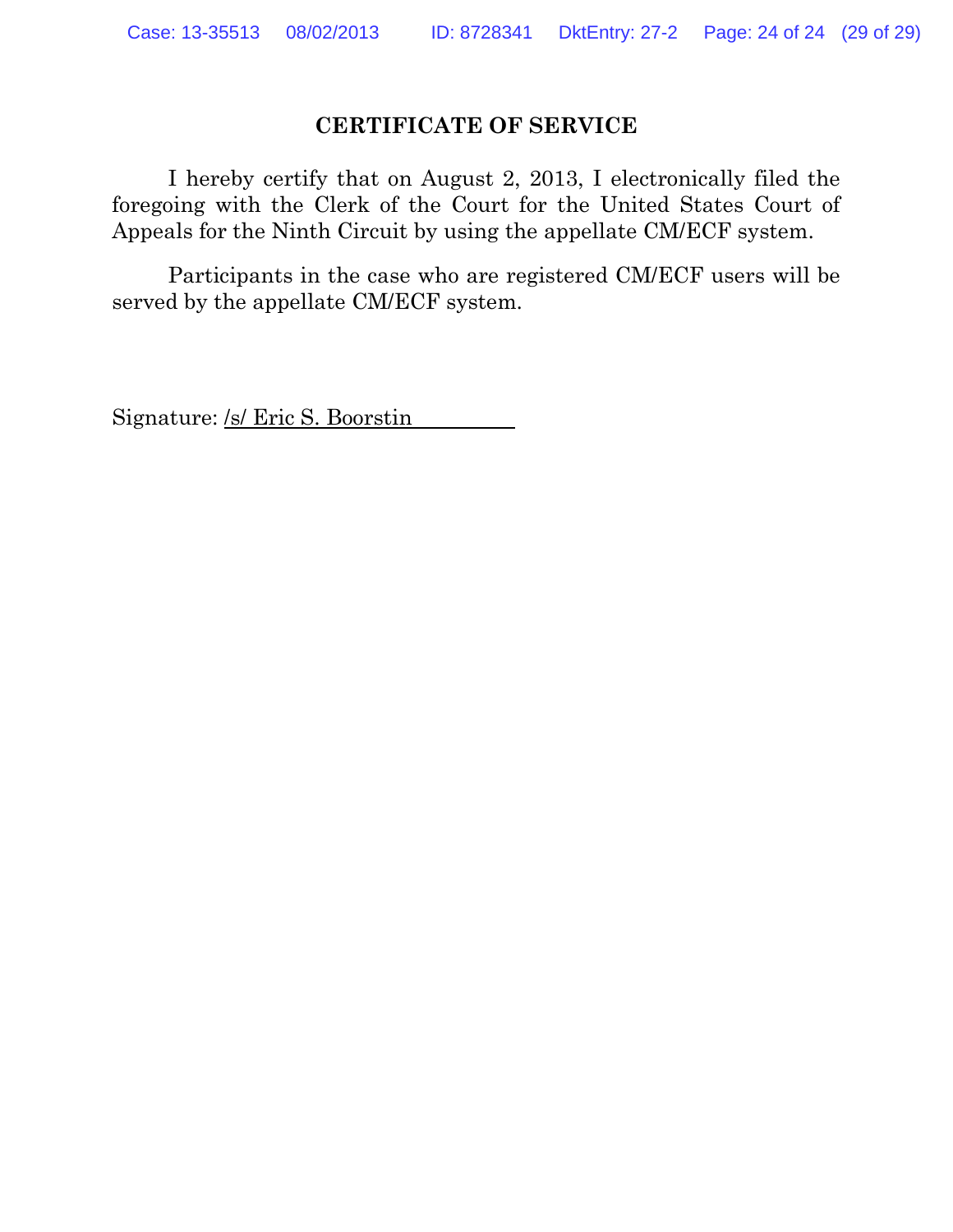## CERTIFICATE OF SERVICE

I hereby certify that on August 2, 2013, I electronically filed the foregoing with the Clerk of the Court for the United States Court of Appeals for the Ninth Circuit by using the appellate CM/ECF system.

Participants in the case who are registered CM/ECF users will be served by the appellate CM/ECF system.

Signature: /s/ Eric S. Boorstin